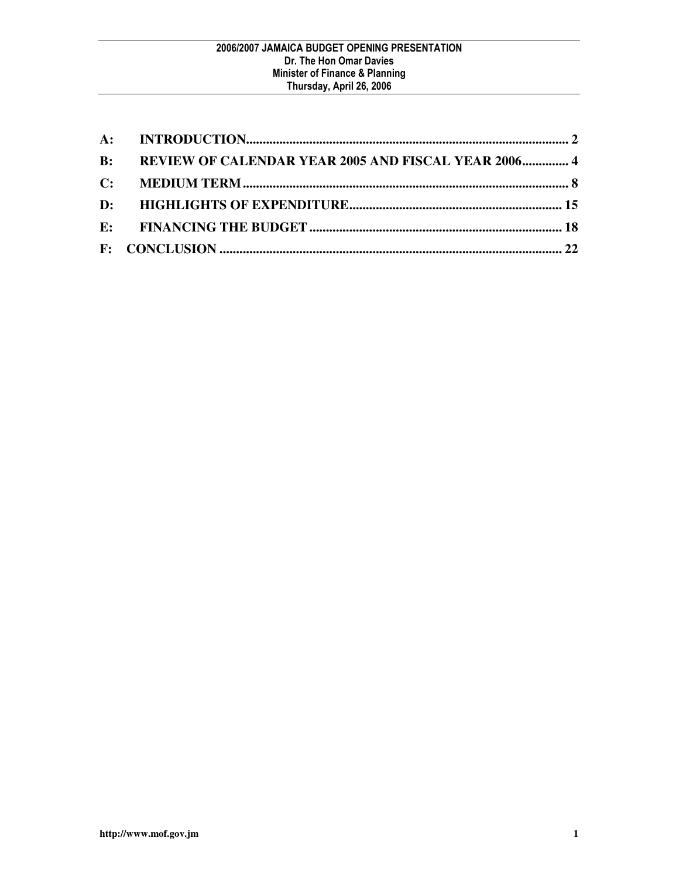**2006/2007 JAMAICA BUDGET OPENING PRESENTATION**
**Dr. The Hon Omar Davies**
**Minister of Finance & Planning**
**Thursday, April 26, 2006**

**A: INTRODUCTION................................................................................................ 2**
**B: REVIEW OF CALENDAR YEAR 2005 AND FISCAL YEAR 2006.............. 4**
**C: MEDIUM TERM................................................................................................. 8**
**D: HIGHLIGHTS OF EXPENDITURE............................................................... 15**
**E: FINANCING THE BUDGET........................................................................... 18**
**F: CONCLUSION...................................................................................................... 22**

**http://www.mof.gov.jm**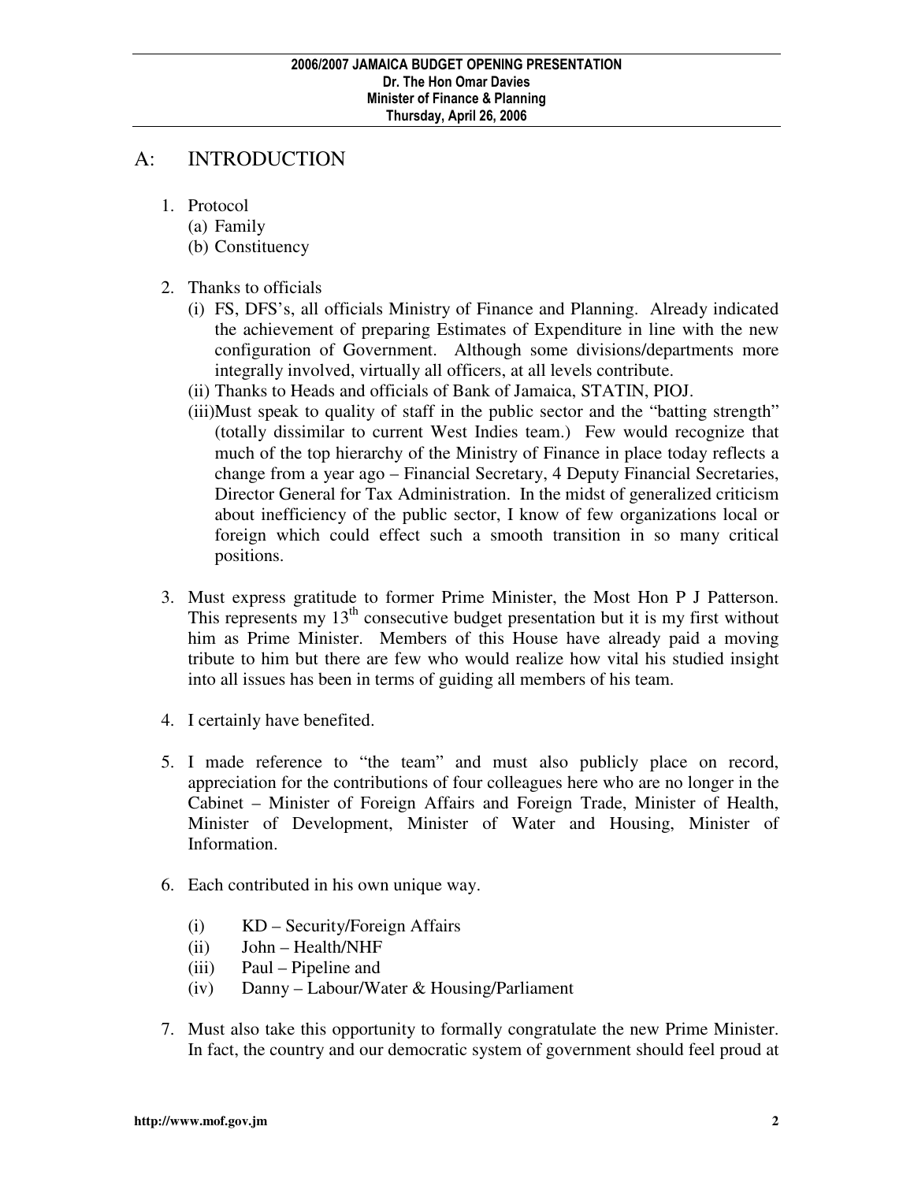## A: INTRODUCTION

1. Protocol
   (a) Family
   (b) Constituency

2. Thanks to officials
   (i) FS, DFS's, all officials Ministry of Finance and Planning. Already indicated the achievement of preparing Estimates of Expenditure in line with the new configuration of Government. Although some divisions/departments more integrally involved, virtually all officers, at all levels contribute.
   (ii) Thanks to Heads and officials of Bank of Jamaica, STATIN, PIOJ.
   (iii) Must speak to quality of staff in the public sector and the "batting strength" (totally dissimilar to current West Indies team.) Few would recognize that much of the top hierarchy of the Ministry of Finance in place today reflects a change from a year ago – Financial Secretary, 4 Deputy Financial Secretaries, Director General for Tax Administration. In the midst of generalized criticism about inefficiency of the public sector, I know of few organizations local or foreign which could effect such a smooth transition in so many critical positions.

3. Must express gratitude to former Prime Minister, the Most Hon P J Patterson. This represents my 13th consecutive budget presentation but it is my first without him as Prime Minister. Members of this House have already paid a moving tribute to him but there are few who would realize how vital his studied insight into all issues has been in terms of guiding all members of his team.

4. I certainly have benefited.

5. I made reference to "the team" and must also publicly place on record, appreciation for the contributions of four colleagues here who are no longer in the Cabinet – Minister of Foreign Affairs and Foreign Trade, Minister of Health, Minister of Development, Minister of Water and Housing, Minister of Information.

6. Each contributed in his own unique way.

   (i) KD – Security/Foreign Affairs
   (ii) John – Health/NHF
   (iii) Paul – Pipeline and
   (iv) Danny – Labour/Water & Housing/Parliament

7. Must also take this opportunity to formally congratulate the new Prime Minister. In fact, the country and our democratic system of government should feel proud at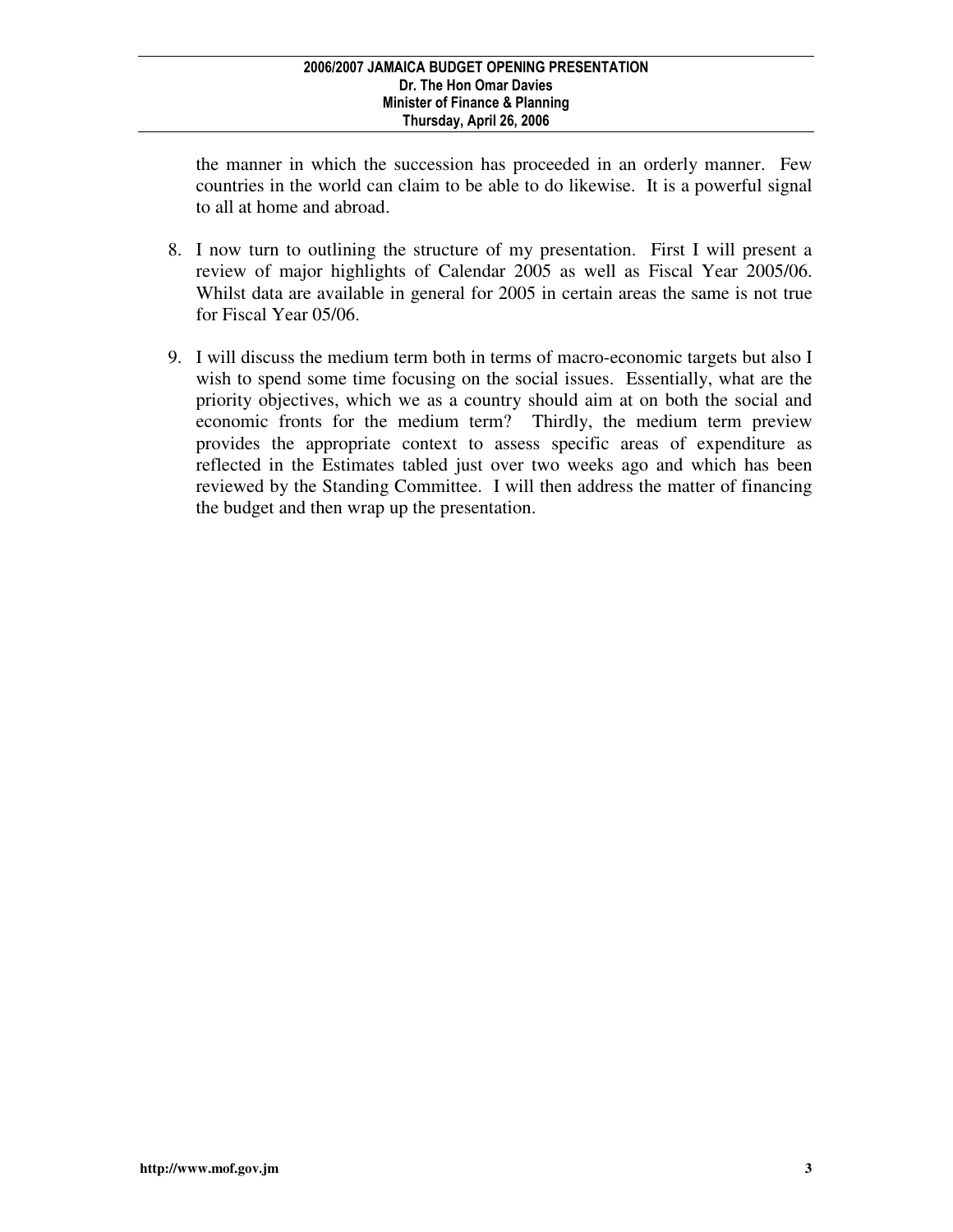the manner in which the succession has proceeded in an orderly manner. Few countries in the world can claim to be able to do likewise. It is a powerful signal to all at home and abroad.

8. I now turn to outlining the structure of my presentation. First I will present a review of major highlights of Calendar 2005 as well as Fiscal Year 2005/06. Whilst data are available in general for 2005 in certain areas the same is not true for Fiscal Year 05/06.

9. I will discuss the medium term both in terms of macro-economic targets but also I wish to spend some time focusing on the social issues. Essentially, what are the priority objectives, which we as a country should aim at on both the social and economic fronts for the medium term? Thirdly, the medium term preview provides the appropriate context to assess specific areas of expenditure as reflected in the Estimates tabled just over two weeks ago and which has been reviewed by the Standing Committee. I will then address the matter of financing the budget and then wrap up the presentation.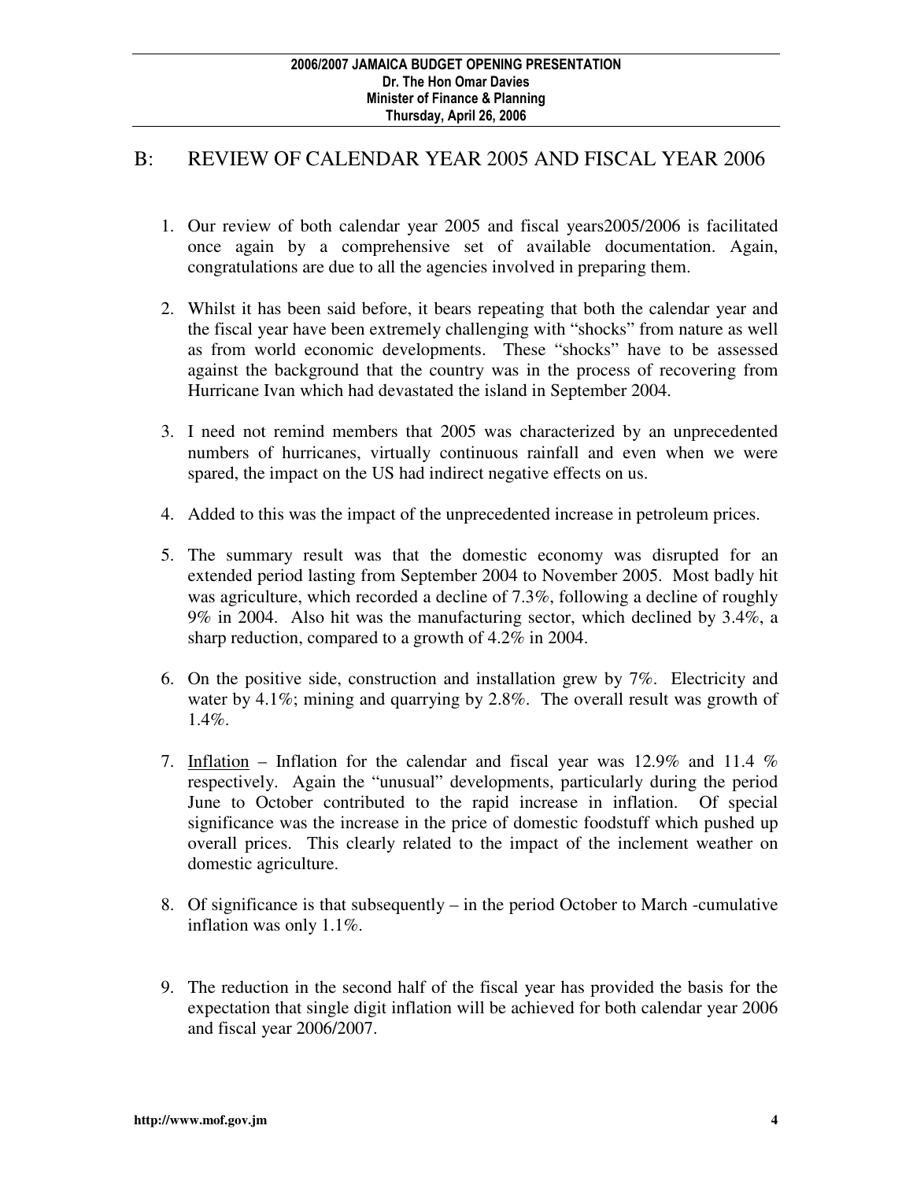## B: REVIEW OF CALENDAR YEAR 2005 AND FISCAL YEAR 2006

1. Our review of both calendar year 2005 and fiscal years2005/2006 is facilitated once again by a comprehensive set of available documentation. Again, congratulations are due to all the agencies involved in preparing them.

2. Whilst it has been said before, it bears repeating that both the calendar year and the fiscal year have been extremely challenging with "shocks" from nature as well as from world economic developments. These "shocks" have to be assessed against the background that the country was in the process of recovering from Hurricane Ivan which had devastated the island in September 2004.

3. I need not remind members that 2005 was characterized by an unprecedented numbers of hurricanes, virtually continuous rainfall and even when we were spared, the impact on the US had indirect negative effects on us.

4. Added to this was the impact of the unprecedented increase in petroleum prices.

5. The summary result was that the domestic economy was disrupted for an extended period lasting from September 2004 to November 2005. Most badly hit was agriculture, which recorded a decline of 7.3%, following a decline of roughly 9% in 2004. Also hit was the manufacturing sector, which declined by 3.4%, a sharp reduction, compared to a growth of 4.2% in 2004.

6. On the positive side, construction and installation grew by 7%. Electricity and water by 4.1%; mining and quarrying by 2.8%. The overall result was growth of 1.4%.

7. Inflation – Inflation for the calendar and fiscal year was 12.9% and 11.4 % respectively. Again the "unusual" developments, particularly during the period June to October contributed to the rapid increase in inflation. Of special significance was the increase in the price of domestic foodstuff which pushed up overall prices. This clearly related to the impact of the inclement weather on domestic agriculture.

8. Of significance is that subsequently – in the period October to March -cumulative inflation was only 1.1%.

9. The reduction in the second half of the fiscal year has provided the basis for the expectation that single digit inflation will be achieved for both calendar year 2006 and fiscal year 2006/2007.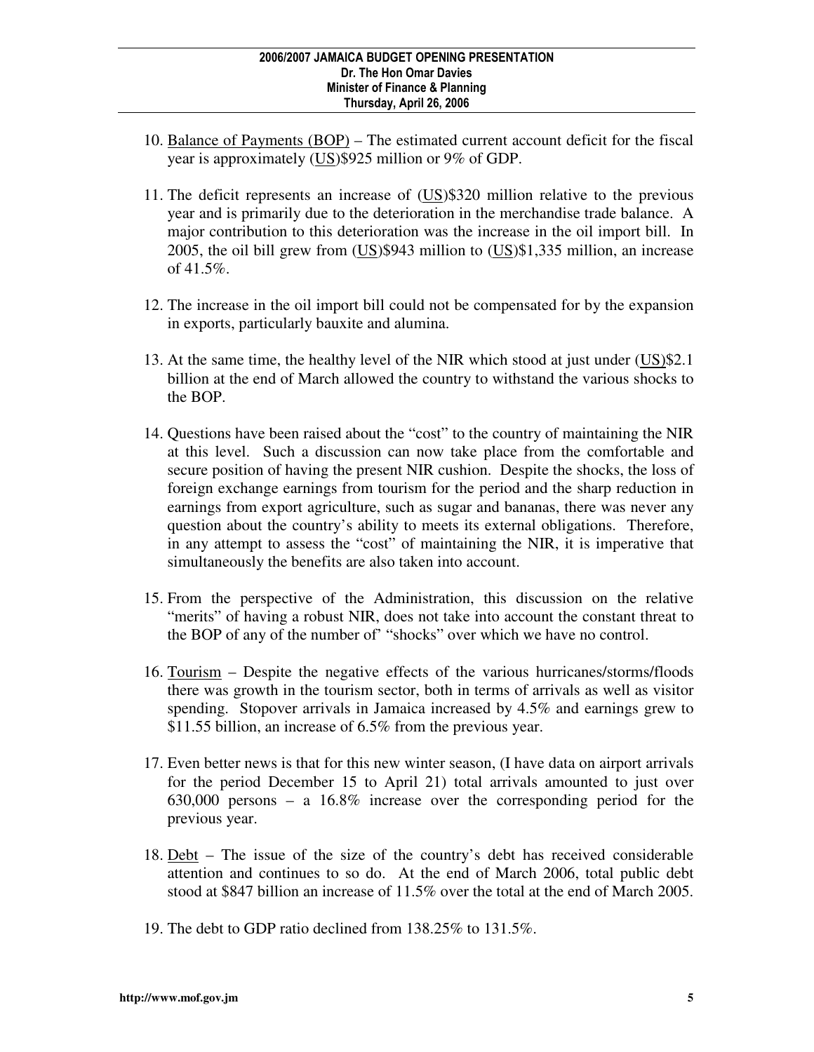10. Balance of Payments (BOP) – The estimated current account deficit for the fiscal year is approximately (US)$925 million or 9% of GDP.

11. The deficit represents an increase of (US)$320 million relative to the previous year and is primarily due to the deterioration in the merchandise trade balance. A major contribution to this deterioration was the increase in the oil import bill. In 2005, the oil bill grew from (US)$943 million to (US)$1,335 million, an increase of 41.5%.

12. The increase in the oil import bill could not be compensated for by the expansion in exports, particularly bauxite and alumina.

13. At the same time, the healthy level of the NIR which stood at just under (US)$2.1 billion at the end of March allowed the country to withstand the various shocks to the BOP.

14. Questions have been raised about the "cost" to the country of maintaining the NIR at this level. Such a discussion can now take place from the comfortable and secure position of having the present NIR cushion. Despite the shocks, the loss of foreign exchange earnings from tourism for the period and the sharp reduction in earnings from export agriculture, such as sugar and bananas, there was never any question about the country's ability to meets its external obligations. Therefore, in any attempt to assess the "cost" of maintaining the NIR, it is imperative that simultaneously the benefits are also taken into account.

15. From the perspective of the Administration, this discussion on the relative "merits" of having a robust NIR, does not take into account the constant threat to the BOP of any of the number of' "shocks" over which we have no control.

16. Tourism – Despite the negative effects of the various hurricanes/storms/floods there was growth in the tourism sector, both in terms of arrivals as well as visitor spending. Stopover arrivals in Jamaica increased by 4.5% and earnings grew to $11.55 billion, an increase of 6.5% from the previous year.

17. Even better news is that for this new winter season, (I have data on airport arrivals for the period December 15 to April 21) total arrivals amounted to just over 630,000 persons – a 16.8% increase over the corresponding period for the previous year.

18. Debt – The issue of the size of the country's debt has received considerable attention and continues to so do. At the end of March 2006, total public debt stood at $847 billion an increase of 11.5% over the total at the end of March 2005.

19. The debt to GDP ratio declined from 138.25% to 131.5%.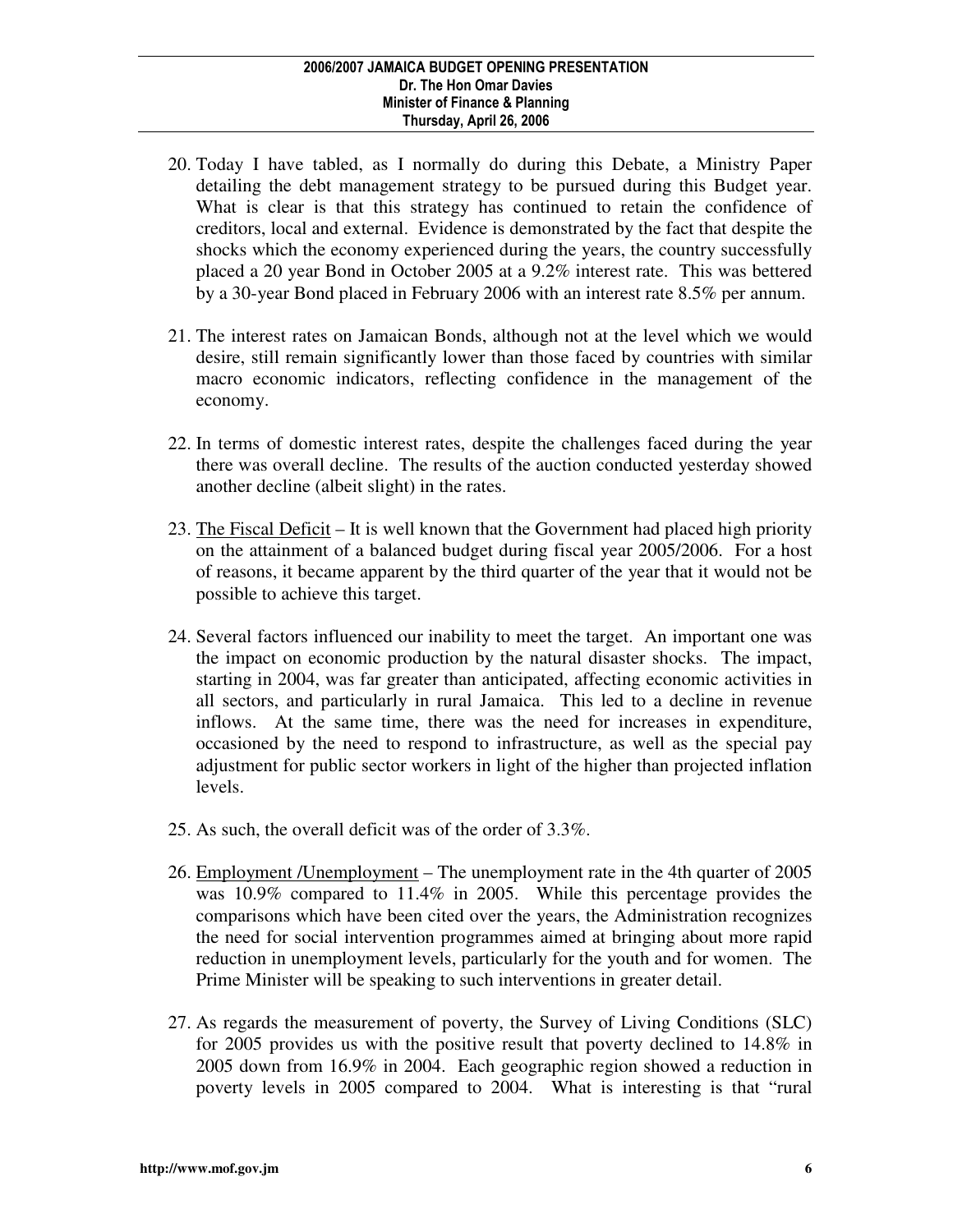20. Today I have tabled, as I normally do during this Debate, a Ministry Paper detailing the debt management strategy to be pursued during this Budget year. What is clear is that this strategy has continued to retain the confidence of creditors, local and external. Evidence is demonstrated by the fact that despite the shocks which the economy experienced during the years, the country successfully placed a 20 year Bond in October 2005 at a 9.2% interest rate. This was bettered by a 30-year Bond placed in February 2006 with an interest rate 8.5% per annum.

21. The interest rates on Jamaican Bonds, although not at the level which we would desire, still remain significantly lower than those faced by countries with similar macro economic indicators, reflecting confidence in the management of the economy.

22. In terms of domestic interest rates, despite the challenges faced during the year there was overall decline. The results of the auction conducted yesterday showed another decline (albeit slight) in the rates.

23. <u>The Fiscal Deficit</u> – It is well known that the Government had placed high priority on the attainment of a balanced budget during fiscal year 2005/2006. For a host of reasons, it became apparent by the third quarter of the year that it would not be possible to achieve this target.

24. Several factors influenced our inability to meet the target. An important one was the impact on economic production by the natural disaster shocks. The impact, starting in 2004, was far greater than anticipated, affecting economic activities in all sectors, and particularly in rural Jamaica. This led to a decline in revenue inflows. At the same time, there was the need for increases in expenditure, occasioned by the need to respond to infrastructure, as well as the special pay adjustment for public sector workers in light of the higher than projected inflation levels.

25. As such, the overall deficit was of the order of 3.3%.

26. <u>Employment /Unemployment</u> – The unemployment rate in the 4th quarter of 2005 was 10.9% compared to 11.4% in 2005. While this percentage provides the comparisons which have been cited over the years, the Administration recognizes the need for social intervention programmes aimed at bringing about more rapid reduction in unemployment levels, particularly for the youth and for women. The Prime Minister will be speaking to such interventions in greater detail.

27. As regards the measurement of poverty, the Survey of Living Conditions (SLC) for 2005 provides us with the positive result that poverty declined to 14.8% in 2005 down from 16.9% in 2004. Each geographic region showed a reduction in poverty levels in 2005 compared to 2004. What is interesting is that "rural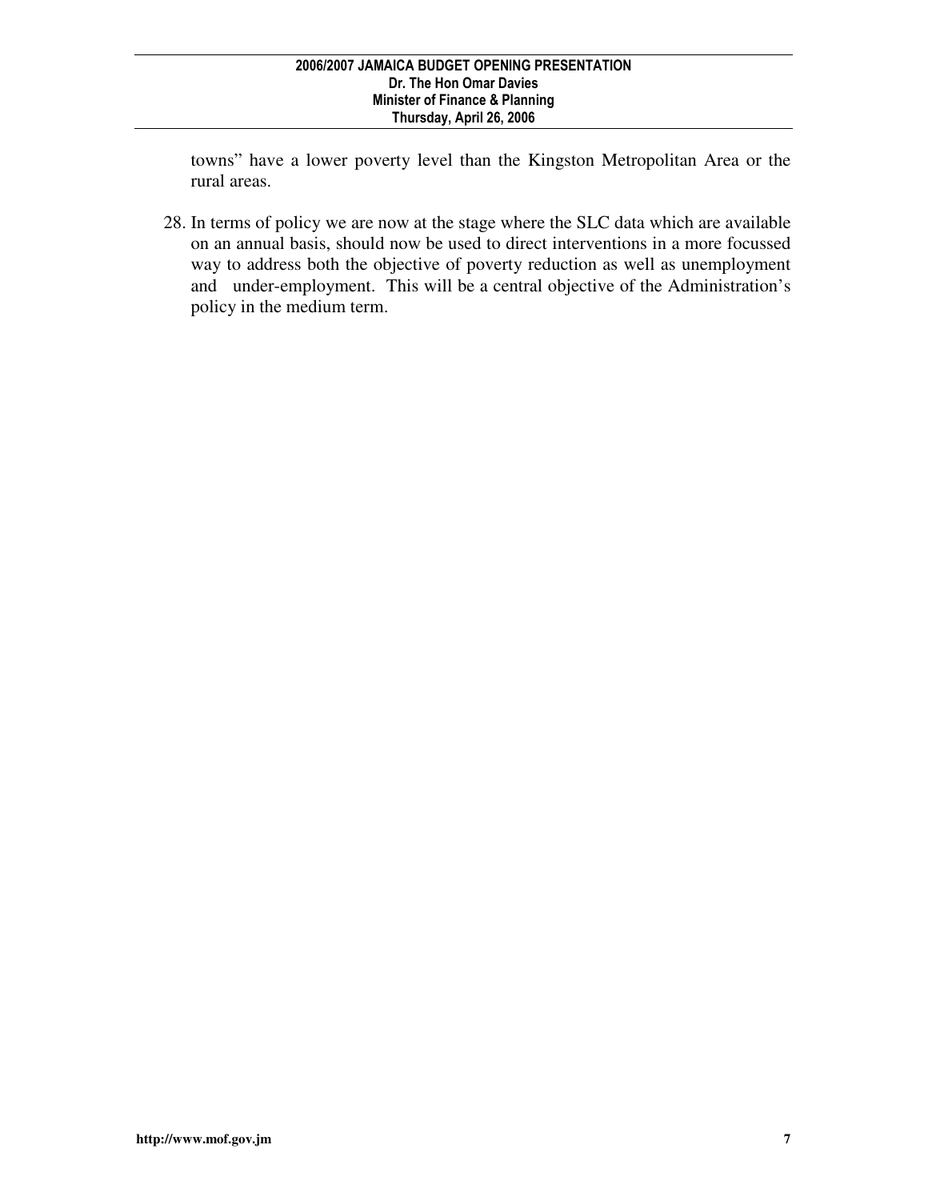towns" have a lower poverty level than the Kingston Metropolitan Area or the rural areas.

28. In terms of policy we are now at the stage where the SLC data which are available on an annual basis, should now be used to direct interventions in a more focussed way to address both the objective of poverty reduction as well as unemployment and under-employment. This will be a central objective of the Administration's policy in the medium term.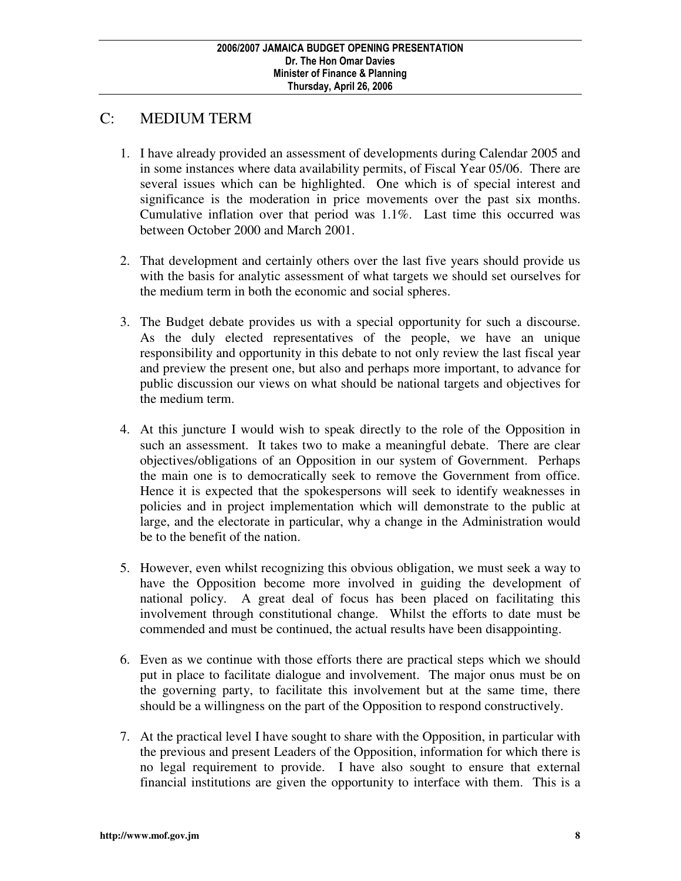## C: MEDIUM TERM

1. I have already provided an assessment of developments during Calendar 2005 and in some instances where data availability permits, of Fiscal Year 05/06. There are several issues which can be highlighted. One which is of special interest and significance is the moderation in price movements over the past six months. Cumulative inflation over that period was 1.1%. Last time this occurred was between October 2000 and March 2001.

2. That development and certainly others over the last five years should provide us with the basis for analytic assessment of what targets we should set ourselves for the medium term in both the economic and social spheres.

3. The Budget debate provides us with a special opportunity for such a discourse. As the duly elected representatives of the people, we have an unique responsibility and opportunity in this debate to not only review the last fiscal year and preview the present one, but also and perhaps more important, to advance for public discussion our views on what should be national targets and objectives for the medium term.

4. At this juncture I would wish to speak directly to the role of the Opposition in such an assessment. It takes two to make a meaningful debate. There are clear objectives/obligations of an Opposition in our system of Government. Perhaps the main one is to democratically seek to remove the Government from office. Hence it is expected that the spokespersons will seek to identify weaknesses in policies and in project implementation which will demonstrate to the public at large, and the electorate in particular, why a change in the Administration would be to the benefit of the nation.

5. However, even whilst recognizing this obvious obligation, we must seek a way to have the Opposition become more involved in guiding the development of national policy. A great deal of focus has been placed on facilitating this involvement through constitutional change. Whilst the efforts to date must be commended and must be continued, the actual results have been disappointing.

6. Even as we continue with those efforts there are practical steps which we should put in place to facilitate dialogue and involvement. The major onus must be on the governing party, to facilitate this involvement but at the same time, there should be a willingness on the part of the Opposition to respond constructively.

7. At the practical level I have sought to share with the Opposition, in particular with the previous and present Leaders of the Opposition, information for which there is no legal requirement to provide. I have also sought to ensure that external financial institutions are given the opportunity to interface with them. This is a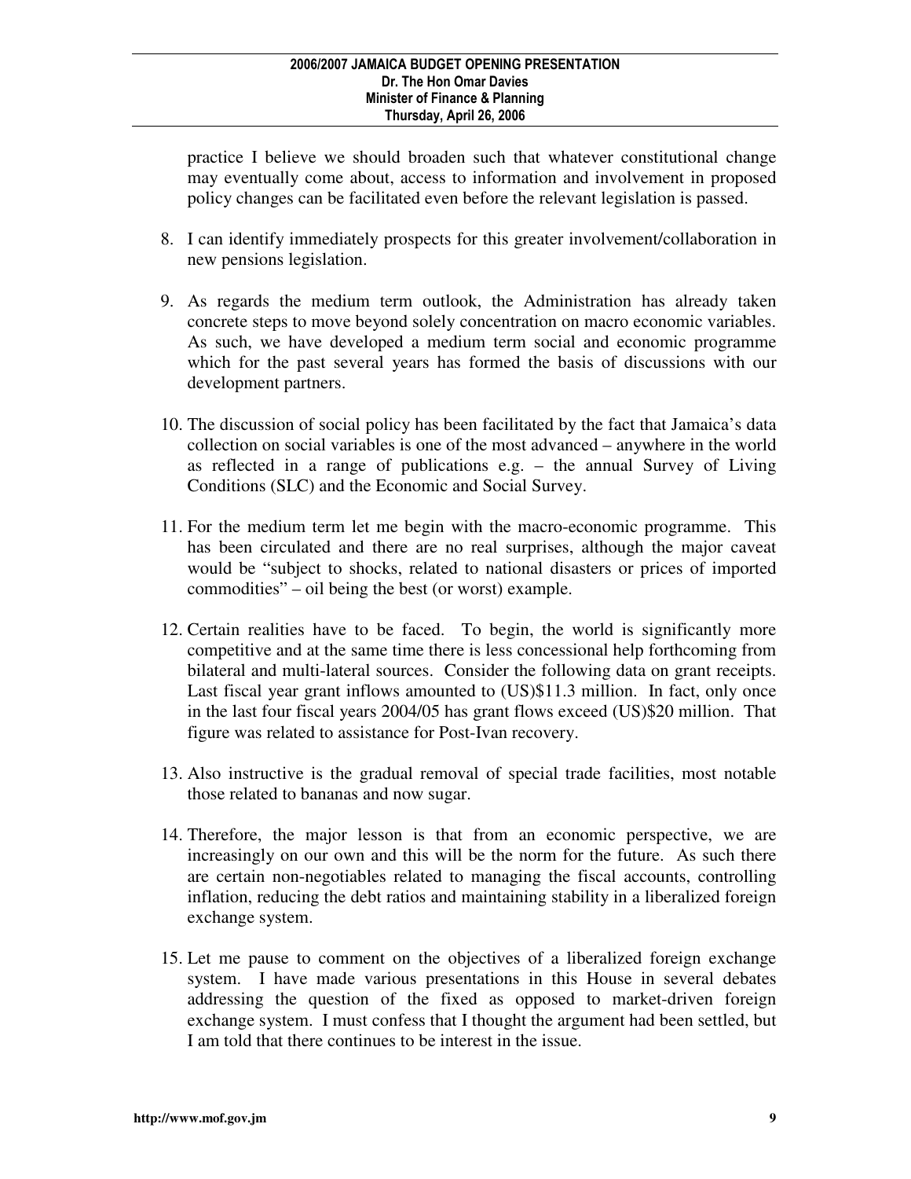practice I believe we should broaden such that whatever constitutional change may eventually come about, access to information and involvement in proposed policy changes can be facilitated even before the relevant legislation is passed.

8. I can identify immediately prospects for this greater involvement/collaboration in new pensions legislation.

9. As regards the medium term outlook, the Administration has already taken concrete steps to move beyond solely concentration on macro economic variables. As such, we have developed a medium term social and economic programme which for the past several years has formed the basis of discussions with our development partners.

10. The discussion of social policy has been facilitated by the fact that Jamaica's data collection on social variables is one of the most advanced – anywhere in the world as reflected in a range of publications e.g. – the annual Survey of Living Conditions (SLC) and the Economic and Social Survey.

11. For the medium term let me begin with the macro-economic programme. This has been circulated and there are no real surprises, although the major caveat would be "subject to shocks, related to national disasters or prices of imported commodities" – oil being the best (or worst) example.

12. Certain realities have to be faced. To begin, the world is significantly more competitive and at the same time there is less concessional help forthcoming from bilateral and multi-lateral sources. Consider the following data on grant receipts. Last fiscal year grant inflows amounted to (US)$11.3 million. In fact, only once in the last four fiscal years 2004/05 has grant flows exceed (US)$20 million. That figure was related to assistance for Post-Ivan recovery.

13. Also instructive is the gradual removal of special trade facilities, most notable those related to bananas and now sugar.

14. Therefore, the major lesson is that from an economic perspective, we are increasingly on our own and this will be the norm for the future. As such there are certain non-negotiables related to managing the fiscal accounts, controlling inflation, reducing the debt ratios and maintaining stability in a liberalized foreign exchange system.

15. Let me pause to comment on the objectives of a liberalized foreign exchange system. I have made various presentations in this House in several debates addressing the question of the fixed as opposed to market-driven foreign exchange system. I must confess that I thought the argument had been settled, but I am told that there continues to be interest in the issue.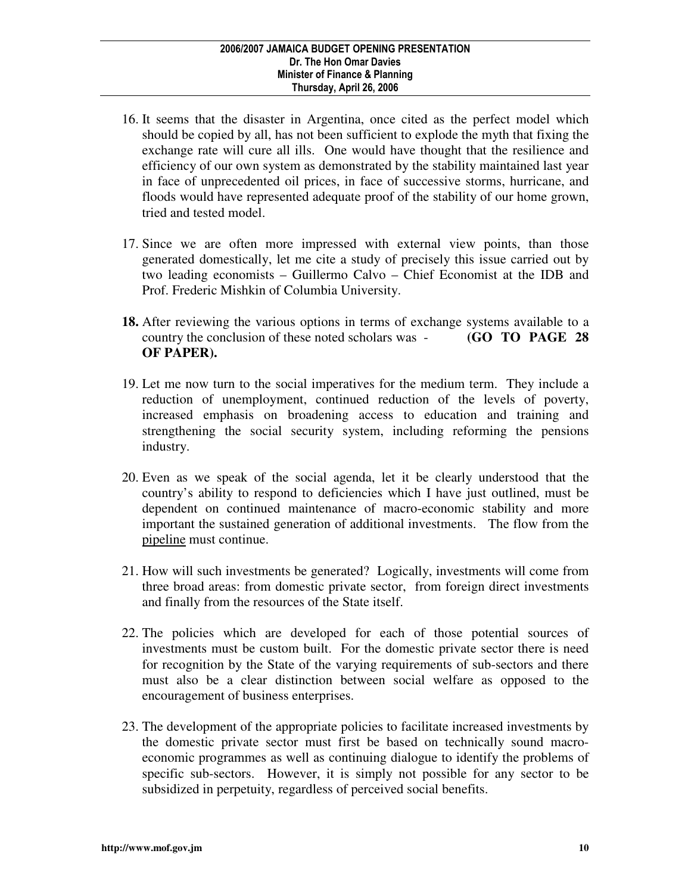16. It seems that the disaster in Argentina, once cited as the perfect model which should be copied by all, has not been sufficient to explode the myth that fixing the exchange rate will cure all ills. One would have thought that the resilience and efficiency of our own system as demonstrated by the stability maintained last year in face of unprecedented oil prices, in face of successive storms, hurricane, and floods would have represented adequate proof of the stability of our home grown, tried and tested model.

17. Since we are often more impressed with external view points, than those generated domestically, let me cite a study of precisely this issue carried out by two leading economists – Guillermo Calvo – Chief Economist at the IDB and Prof. Frederic Mishkin of Columbia University.

**18.** After reviewing the various options in terms of exchange systems available to a country the conclusion of these noted scholars was - **(GO TO PAGE 28 OF PAPER).**

19. Let me now turn to the social imperatives for the medium term. They include a reduction of unemployment, continued reduction of the levels of poverty, increased emphasis on broadening access to education and training and strengthening the social security system, including reforming the pensions industry.

20. Even as we speak of the social agenda, let it be clearly understood that the country's ability to respond to deficiencies which I have just outlined, must be dependent on continued maintenance of macro-economic stability and more important the sustained generation of additional investments. The flow from the <u>pipeline</u> must continue.

21. How will such investments be generated? Logically, investments will come from three broad areas: from domestic private sector, from foreign direct investments and finally from the resources of the State itself.

22. The policies which are developed for each of those potential sources of investments must be custom built. For the domestic private sector there is need for recognition by the State of the varying requirements of sub-sectors and there must also be a clear distinction between social welfare as opposed to the encouragement of business enterprises.

23. The development of the appropriate policies to facilitate increased investments by the domestic private sector must first be based on technically sound macro-economic programmes as well as continuing dialogue to identify the problems of specific sub-sectors. However, it is simply not possible for any sector to be subsidized in perpetuity, regardless of perceived social benefits.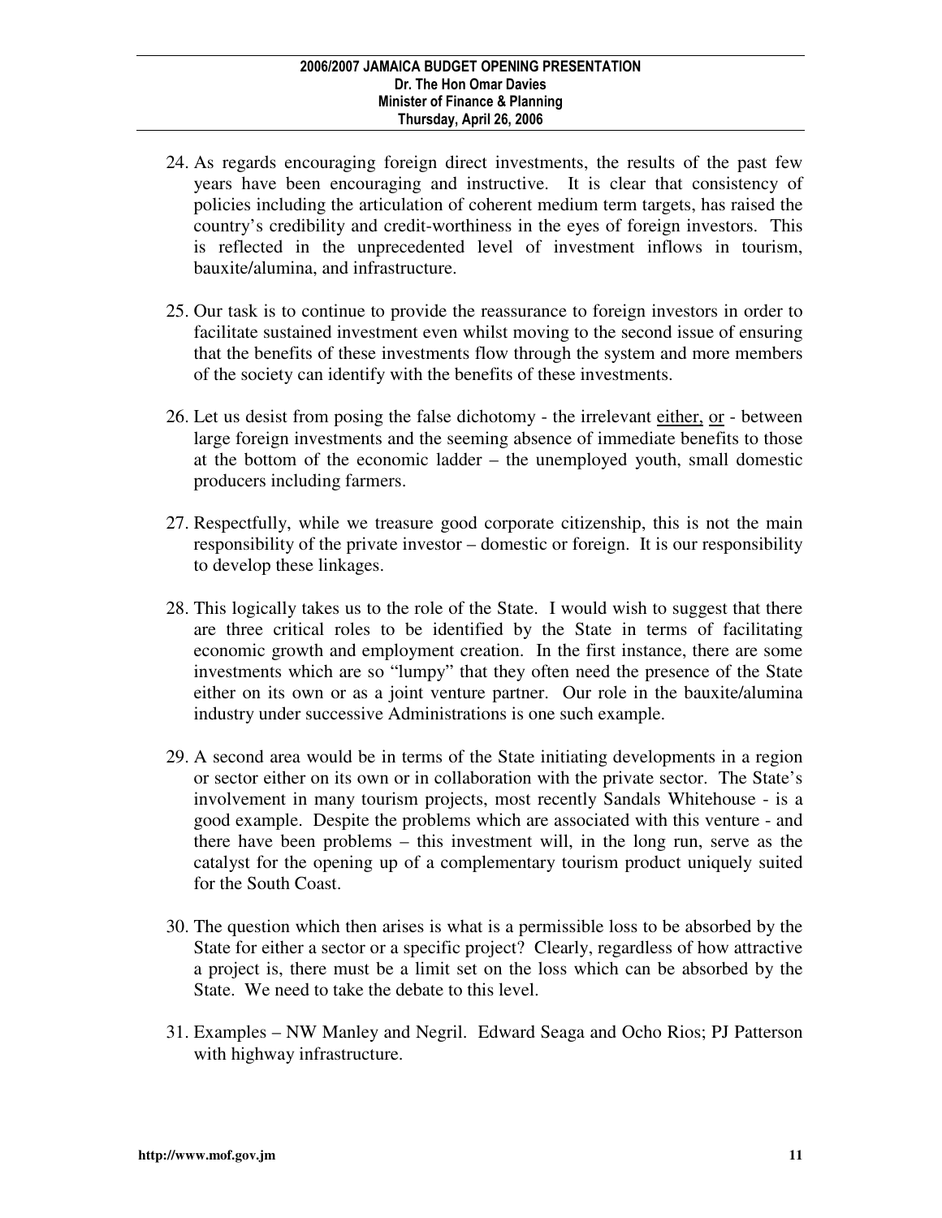24. As regards encouraging foreign direct investments, the results of the past few years have been encouraging and instructive. It is clear that consistency of policies including the articulation of coherent medium term targets, has raised the country's credibility and credit-worthiness in the eyes of foreign investors. This is reflected in the unprecedented level of investment inflows in tourism, bauxite/alumina, and infrastructure.

25. Our task is to continue to provide the reassurance to foreign investors in order to facilitate sustained investment even whilst moving to the second issue of ensuring that the benefits of these investments flow through the system and more members of the society can identify with the benefits of these investments.

26. Let us desist from posing the false dichotomy - the irrelevant either, or - between large foreign investments and the seeming absence of immediate benefits to those at the bottom of the economic ladder – the unemployed youth, small domestic producers including farmers.

27. Respectfully, while we treasure good corporate citizenship, this is not the main responsibility of the private investor – domestic or foreign. It is our responsibility to develop these linkages.

28. This logically takes us to the role of the State. I would wish to suggest that there are three critical roles to be identified by the State in terms of facilitating economic growth and employment creation. In the first instance, there are some investments which are so "lumpy" that they often need the presence of the State either on its own or as a joint venture partner. Our role in the bauxite/alumina industry under successive Administrations is one such example.

29. A second area would be in terms of the State initiating developments in a region or sector either on its own or in collaboration with the private sector. The State's involvement in many tourism projects, most recently Sandals Whitehouse - is a good example. Despite the problems which are associated with this venture - and there have been problems – this investment will, in the long run, serve as the catalyst for the opening up of a complementary tourism product uniquely suited for the South Coast.

30. The question which then arises is what is a permissible loss to be absorbed by the State for either a sector or a specific project? Clearly, regardless of how attractive a project is, there must be a limit set on the loss which can be absorbed by the State. We need to take the debate to this level.

31. Examples – NW Manley and Negril. Edward Seaga and Ocho Rios; PJ Patterson with highway infrastructure.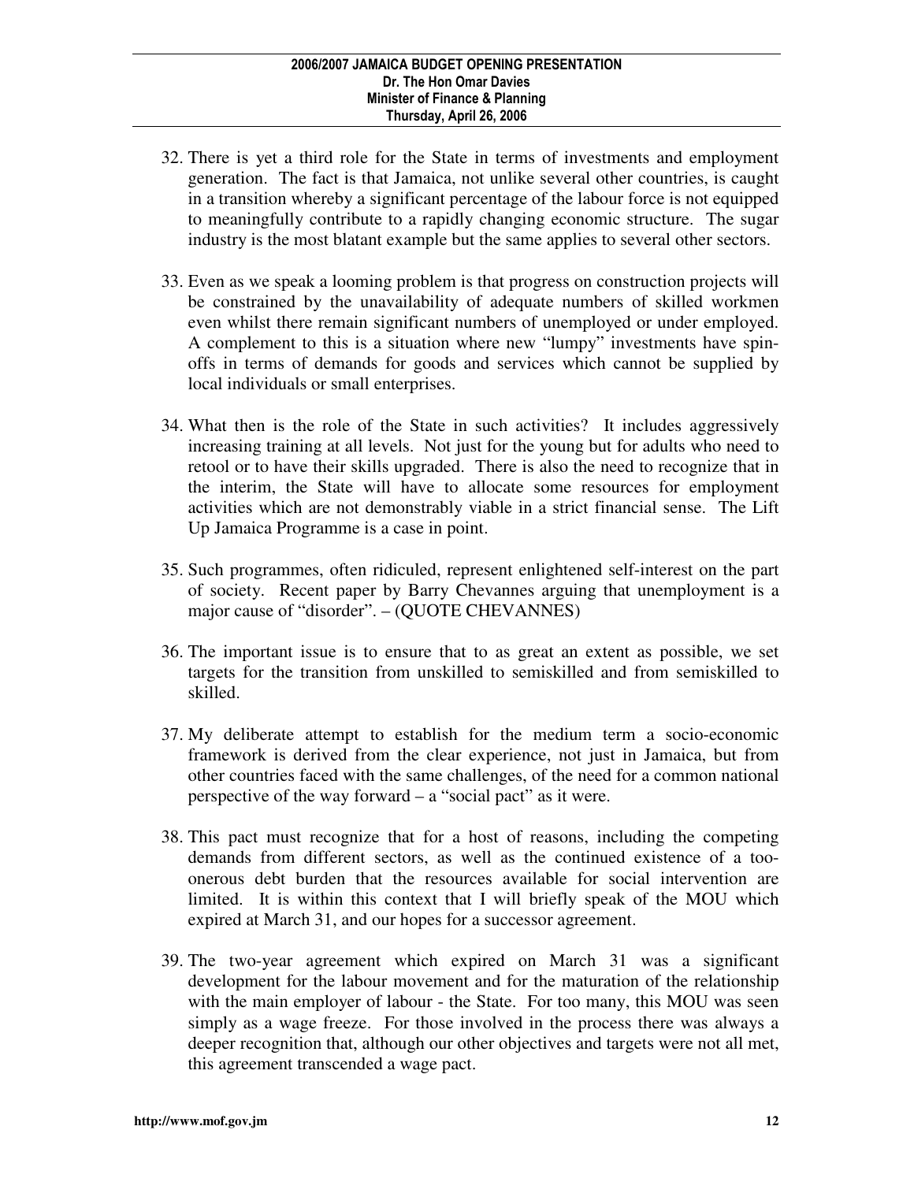32. There is yet a third role for the State in terms of investments and employment generation. The fact is that Jamaica, not unlike several other countries, is caught in a transition whereby a significant percentage of the labour force is not equipped to meaningfully contribute to a rapidly changing economic structure. The sugar industry is the most blatant example but the same applies to several other sectors.

33. Even as we speak a looming problem is that progress on construction projects will be constrained by the unavailability of adequate numbers of skilled workmen even whilst there remain significant numbers of unemployed or under employed. A complement to this is a situation where new "lumpy" investments have spin-offs in terms of demands for goods and services which cannot be supplied by local individuals or small enterprises.

34. What then is the role of the State in such activities? It includes aggressively increasing training at all levels. Not just for the young but for adults who need to retool or to have their skills upgraded. There is also the need to recognize that in the interim, the State will have to allocate some resources for employment activities which are not demonstrably viable in a strict financial sense. The Lift Up Jamaica Programme is a case in point.

35. Such programmes, often ridiculed, represent enlightened self-interest on the part of society. Recent paper by Barry Chevannes arguing that unemployment is a major cause of "disorder". – (QUOTE CHEVANNES)

36. The important issue is to ensure that to as great an extent as possible, we set targets for the transition from unskilled to semiskilled and from semiskilled to skilled.

37. My deliberate attempt to establish for the medium term a socio-economic framework is derived from the clear experience, not just in Jamaica, but from other countries faced with the same challenges, of the need for a common national perspective of the way forward – a "social pact" as it were.

38. This pact must recognize that for a host of reasons, including the competing demands from different sectors, as well as the continued existence of a too-onerous debt burden that the resources available for social intervention are limited. It is within this context that I will briefly speak of the MOU which expired at March 31, and our hopes for a successor agreement.

39. The two-year agreement which expired on March 31 was a significant development for the labour movement and for the maturation of the relationship with the main employer of labour - the State. For too many, this MOU was seen simply as a wage freeze. For those involved in the process there was always a deeper recognition that, although our other objectives and targets were not all met, this agreement transcended a wage pact.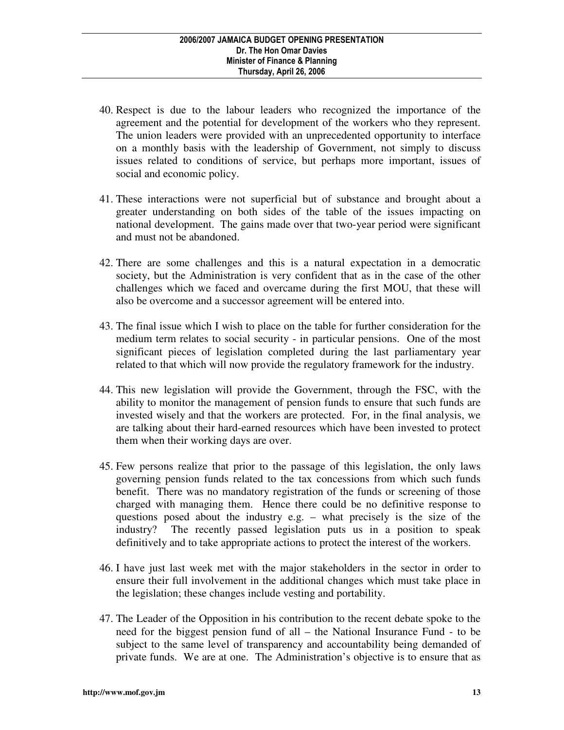40. Respect is due to the labour leaders who recognized the importance of the agreement and the potential for development of the workers who they represent. The union leaders were provided with an unprecedented opportunity to interface on a monthly basis with the leadership of Government, not simply to discuss issues related to conditions of service, but perhaps more important, issues of social and economic policy.

41. These interactions were not superficial but of substance and brought about a greater understanding on both sides of the table of the issues impacting on national development. The gains made over that two-year period were significant and must not be abandoned.

42. There are some challenges and this is a natural expectation in a democratic society, but the Administration is very confident that as in the case of the other challenges which we faced and overcame during the first MOU, that these will also be overcome and a successor agreement will be entered into.

43. The final issue which I wish to place on the table for further consideration for the medium term relates to social security - in particular pensions. One of the most significant pieces of legislation completed during the last parliamentary year related to that which will now provide the regulatory framework for the industry.

44. This new legislation will provide the Government, through the FSC, with the ability to monitor the management of pension funds to ensure that such funds are invested wisely and that the workers are protected. For, in the final analysis, we are talking about their hard-earned resources which have been invested to protect them when their working days are over.

45. Few persons realize that prior to the passage of this legislation, the only laws governing pension funds related to the tax concessions from which such funds benefit. There was no mandatory registration of the funds or screening of those charged with managing them. Hence there could be no definitive response to questions posed about the industry e.g. – what precisely is the size of the industry? The recently passed legislation puts us in a position to speak definitively and to take appropriate actions to protect the interest of the workers.

46. I have just last week met with the major stakeholders in the sector in order to ensure their full involvement in the additional changes which must take place in the legislation; these changes include vesting and portability.

47. The Leader of the Opposition in his contribution to the recent debate spoke to the need for the biggest pension fund of all – the National Insurance Fund - to be subject to the same level of transparency and accountability being demanded of private funds. We are at one. The Administration's objective is to ensure that as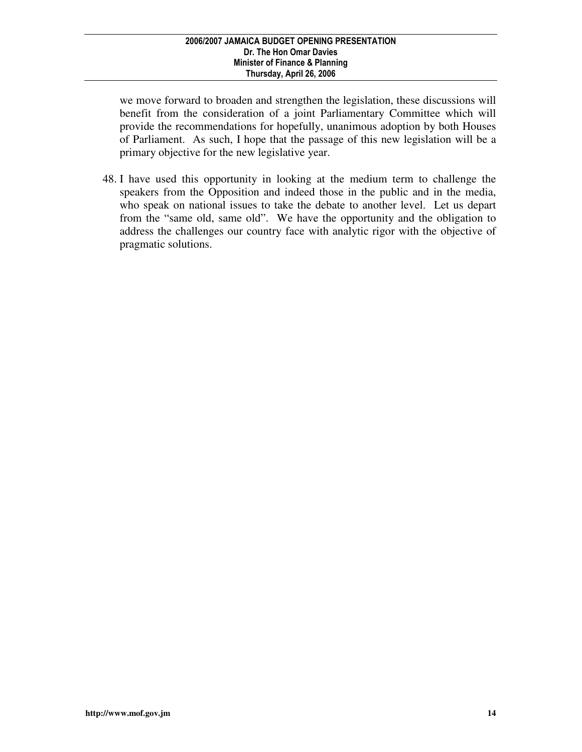we move forward to broaden and strengthen the legislation, these discussions will benefit from the consideration of a joint Parliamentary Committee which will provide the recommendations for hopefully, unanimous adoption by both Houses of Parliament. As such, I hope that the passage of this new legislation will be a primary objective for the new legislative year.

48. I have used this opportunity in looking at the medium term to challenge the speakers from the Opposition and indeed those in the public and in the media, who speak on national issues to take the debate to another level. Let us depart from the "same old, same old". We have the opportunity and the obligation to address the challenges our country face with analytic rigor with the objective of pragmatic solutions.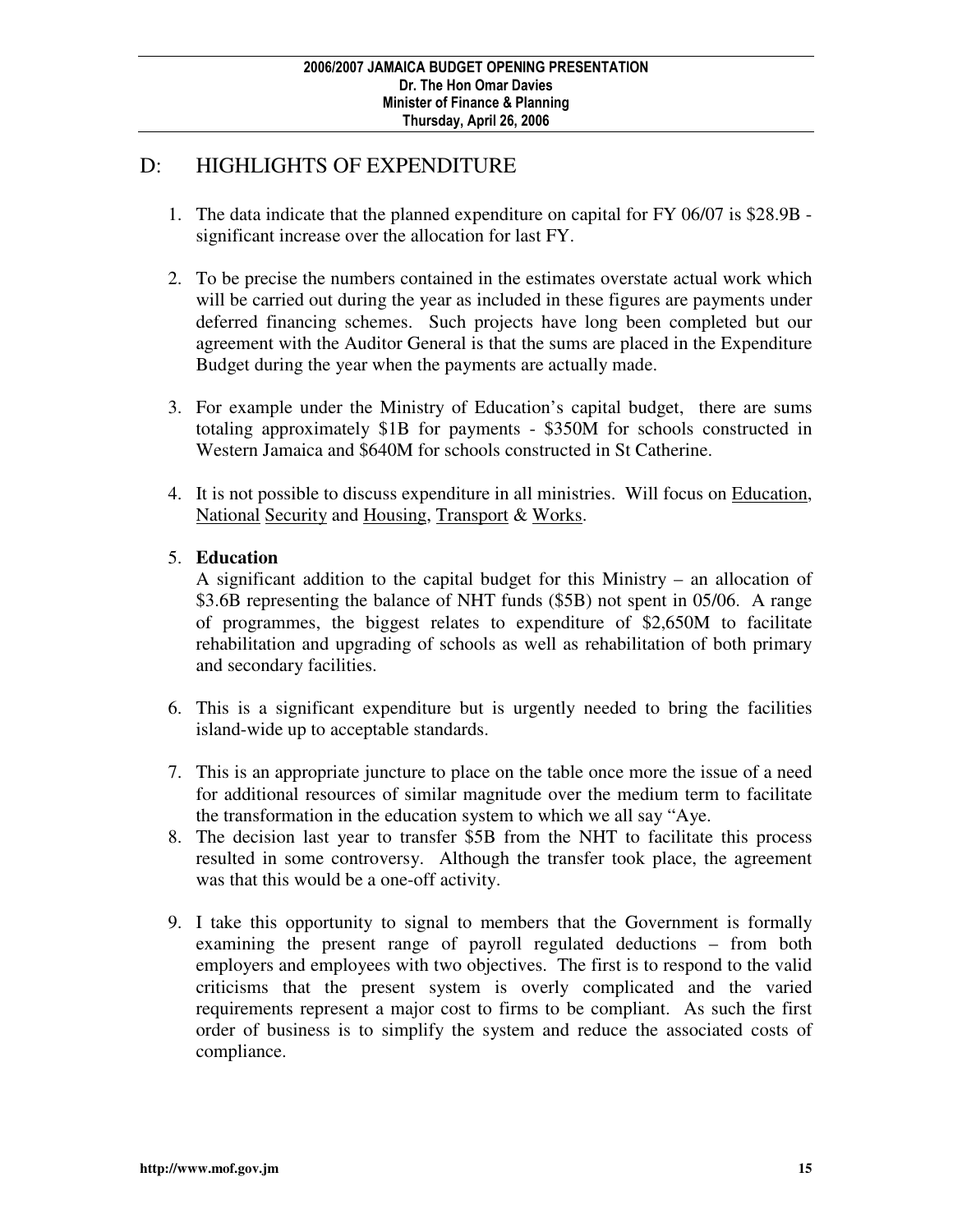## D: HIGHLIGHTS OF EXPENDITURE

1. The data indicate that the planned expenditure on capital for FY 06/07 is $28.9B - significant increase over the allocation for last FY.

2. To be precise the numbers contained in the estimates overstate actual work which will be carried out during the year as included in these figures are payments under deferred financing schemes. Such projects have long been completed but our agreement with the Auditor General is that the sums are placed in the Expenditure Budget during the year when the payments are actually made.

3. For example under the Ministry of Education's capital budget, there are sums totaling approximately $1B for payments - $350M for schools constructed in Western Jamaica and $640M for schools constructed in St Catherine.

4. It is not possible to discuss expenditure in all ministries. Will focus on <u>Education</u>, <u>National</u> <u>Security</u> and <u>Housing</u>, <u>Transport</u> & <u>Works</u>.

5. **Education**
   A significant addition to the capital budget for this Ministry – an allocation of $3.6B representing the balance of NHT funds ($5B) not spent in 05/06. A range of programmes, the biggest relates to expenditure of $2,650M to facilitate rehabilitation and upgrading of schools as well as rehabilitation of both primary and secondary facilities.

6. This is a significant expenditure but is urgently needed to bring the facilities island-wide up to acceptable standards.

7. This is an appropriate juncture to place on the table once more the issue of a need for additional resources of similar magnitude over the medium term to facilitate the transformation in the education system to which we all say "Aye.

8. The decision last year to transfer $5B from the NHT to facilitate this process resulted in some controversy. Although the transfer took place, the agreement was that this would be a one-off activity.

9. I take this opportunity to signal to members that the Government is formally examining the present range of payroll regulated deductions – from both employers and employees with two objectives. The first is to respond to the valid criticisms that the present system is overly complicated and the varied requirements represent a major cost to firms to be compliant. As such the first order of business is to simplify the system and reduce the associated costs of compliance.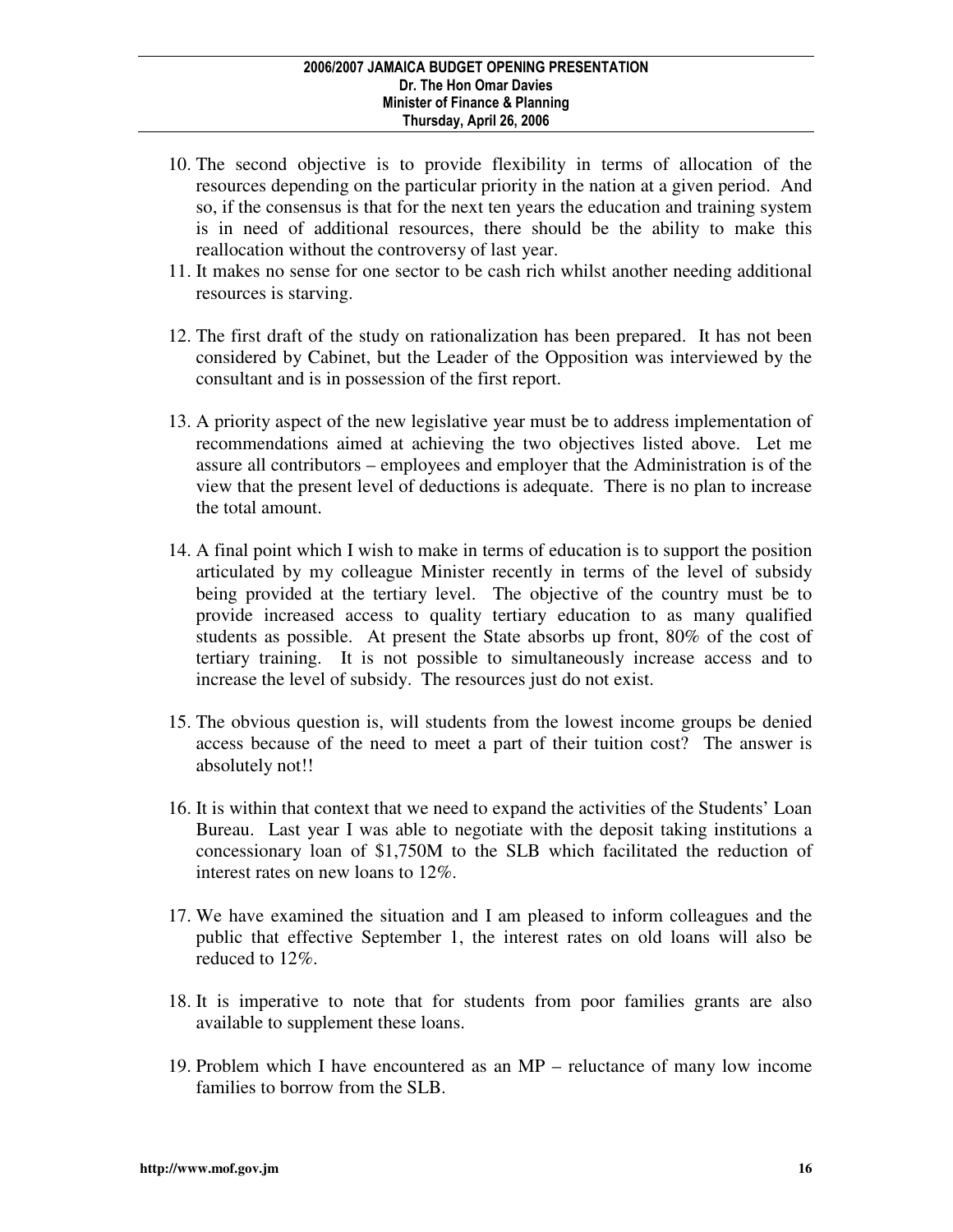10. The second objective is to provide flexibility in terms of allocation of the resources depending on the particular priority in the nation at a given period. And so, if the consensus is that for the next ten years the education and training system is in need of additional resources, there should be the ability to make this reallocation without the controversy of last year.
11. It makes no sense for one sector to be cash rich whilst another needing additional resources is starving.

12. The first draft of the study on rationalization has been prepared. It has not been considered by Cabinet, but the Leader of the Opposition was interviewed by the consultant and is in possession of the first report.

13. A priority aspect of the new legislative year must be to address implementation of recommendations aimed at achieving the two objectives listed above. Let me assure all contributors – employees and employer that the Administration is of the view that the present level of deductions is adequate. There is no plan to increase the total amount.

14. A final point which I wish to make in terms of education is to support the position articulated by my colleague Minister recently in terms of the level of subsidy being provided at the tertiary level. The objective of the country must be to provide increased access to quality tertiary education to as many qualified students as possible. At present the State absorbs up front, 80% of the cost of tertiary training. It is not possible to simultaneously increase access and to increase the level of subsidy. The resources just do not exist.

15. The obvious question is, will students from the lowest income groups be denied access because of the need to meet a part of their tuition cost? The answer is absolutely not!!

16. It is within that context that we need to expand the activities of the Students' Loan Bureau. Last year I was able to negotiate with the deposit taking institutions a concessionary loan of $1,750M to the SLB which facilitated the reduction of interest rates on new loans to 12%.

17. We have examined the situation and I am pleased to inform colleagues and the public that effective September 1, the interest rates on old loans will also be reduced to 12%.

18. It is imperative to note that for students from poor families grants are also available to supplement these loans.

19. Problem which I have encountered as an MP – reluctance of many low income families to borrow from the SLB.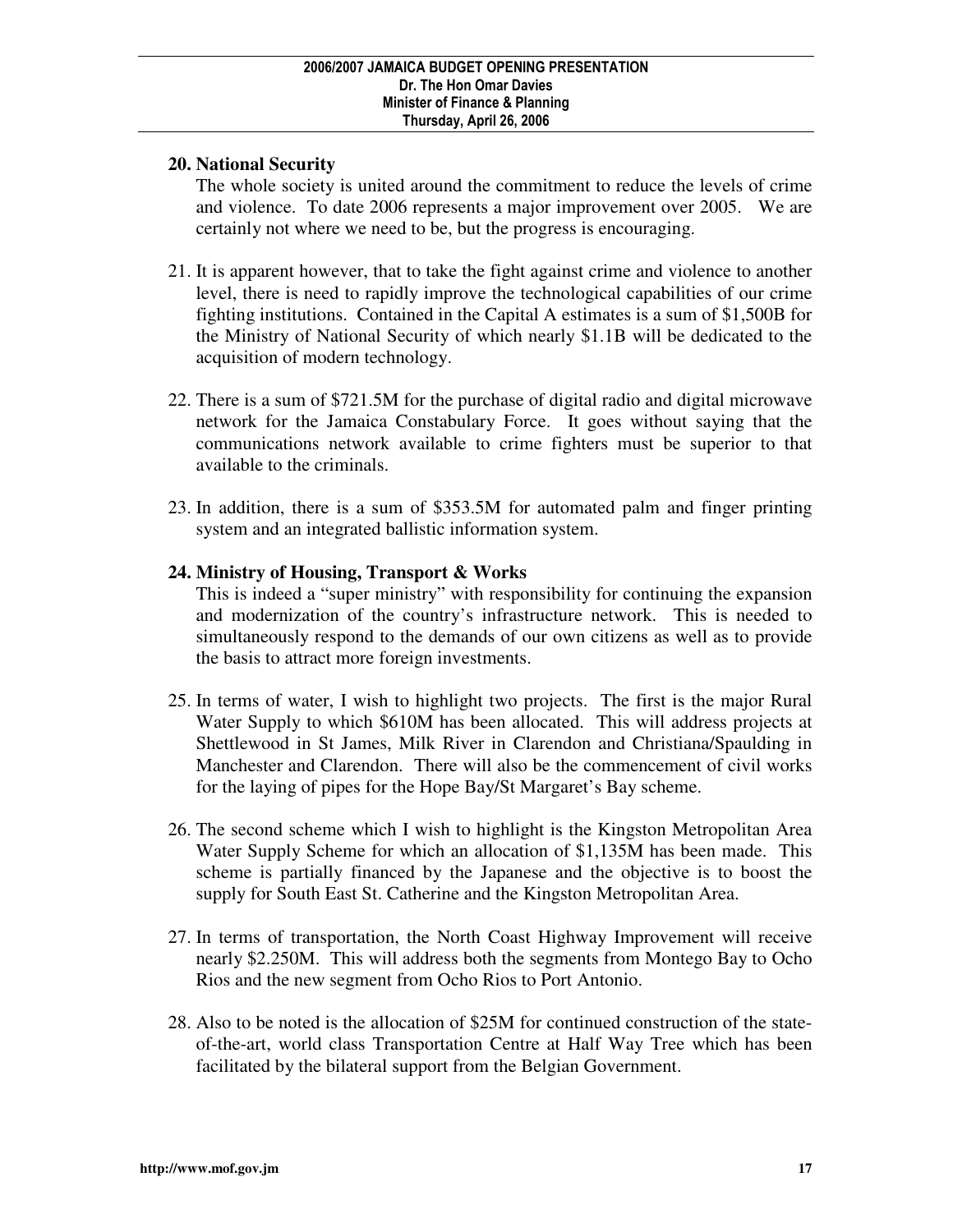**20. National Security**

The whole society is united around the commitment to reduce the levels of crime and violence. To date 2006 represents a major improvement over 2005. We are certainly not where we need to be, but the progress is encouraging.

21. It is apparent however, that to take the fight against crime and violence to another level, there is need to rapidly improve the technological capabilities of our crime fighting institutions. Contained in the Capital A estimates is a sum of $1,500B for the Ministry of National Security of which nearly $1.1B will be dedicated to the acquisition of modern technology.

22. There is a sum of $721.5M for the purchase of digital radio and digital microwave network for the Jamaica Constabulary Force. It goes without saying that the communications network available to crime fighters must be superior to that available to the criminals.

23. In addition, there is a sum of $353.5M for automated palm and finger printing system and an integrated ballistic information system.

**24. Ministry of Housing, Transport & Works**

This is indeed a "super ministry" with responsibility for continuing the expansion and modernization of the country's infrastructure network. This is needed to simultaneously respond to the demands of our own citizens as well as to provide the basis to attract more foreign investments.

25. In terms of water, I wish to highlight two projects. The first is the major Rural Water Supply to which $610M has been allocated. This will address projects at Shettlewood in St James, Milk River in Clarendon and Christiana/Spaulding in Manchester and Clarendon. There will also be the commencement of civil works for the laying of pipes for the Hope Bay/St Margaret's Bay scheme.

26. The second scheme which I wish to highlight is the Kingston Metropolitan Area Water Supply Scheme for which an allocation of $1,135M has been made. This scheme is partially financed by the Japanese and the objective is to boost the supply for South East St. Catherine and the Kingston Metropolitan Area.

27. In terms of transportation, the North Coast Highway Improvement will receive nearly $2.250M. This will address both the segments from Montego Bay to Ocho Rios and the new segment from Ocho Rios to Port Antonio.

28. Also to be noted is the allocation of $25M for continued construction of the state-of-the-art, world class Transportation Centre at Half Way Tree which has been facilitated by the bilateral support from the Belgian Government.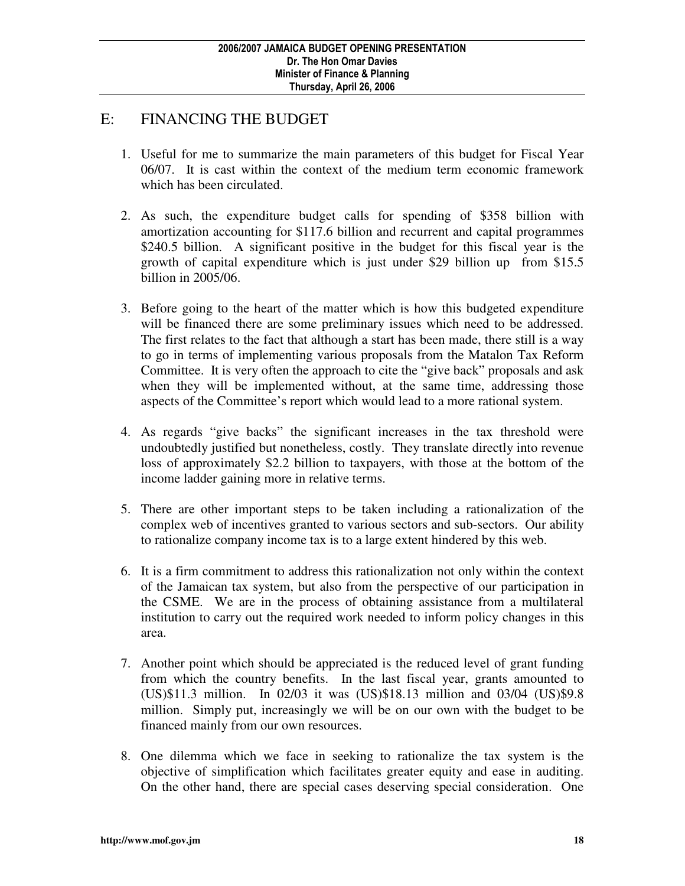## E: FINANCING THE BUDGET

1. Useful for me to summarize the main parameters of this budget for Fiscal Year 06/07. It is cast within the context of the medium term economic framework which has been circulated.

2. As such, the expenditure budget calls for spending of $358 billion with amortization accounting for $117.6 billion and recurrent and capital programmes $240.5 billion. A significant positive in the budget for this fiscal year is the growth of capital expenditure which is just under $29 billion up from $15.5 billion in 2005/06.

3. Before going to the heart of the matter which is how this budgeted expenditure will be financed there are some preliminary issues which need to be addressed. The first relates to the fact that although a start has been made, there still is a way to go in terms of implementing various proposals from the Matalon Tax Reform Committee. It is very often the approach to cite the "give back" proposals and ask when they will be implemented without, at the same time, addressing those aspects of the Committee's report which would lead to a more rational system.

4. As regards "give backs" the significant increases in the tax threshold were undoubtedly justified but nonetheless, costly. They translate directly into revenue loss of approximately $2.2 billion to taxpayers, with those at the bottom of the income ladder gaining more in relative terms.

5. There are other important steps to be taken including a rationalization of the complex web of incentives granted to various sectors and sub-sectors. Our ability to rationalize company income tax is to a large extent hindered by this web.

6. It is a firm commitment to address this rationalization not only within the context of the Jamaican tax system, but also from the perspective of our participation in the CSME. We are in the process of obtaining assistance from a multilateral institution to carry out the required work needed to inform policy changes in this area.

7. Another point which should be appreciated is the reduced level of grant funding from which the country benefits. In the last fiscal year, grants amounted to (US)$11.3 million. In 02/03 it was (US)$18.13 million and 03/04 (US)$9.8 million. Simply put, increasingly we will be on our own with the budget to be financed mainly from our own resources.

8. One dilemma which we face in seeking to rationalize the tax system is the objective of simplification which facilitates greater equity and ease in auditing. On the other hand, there are special cases deserving special consideration. One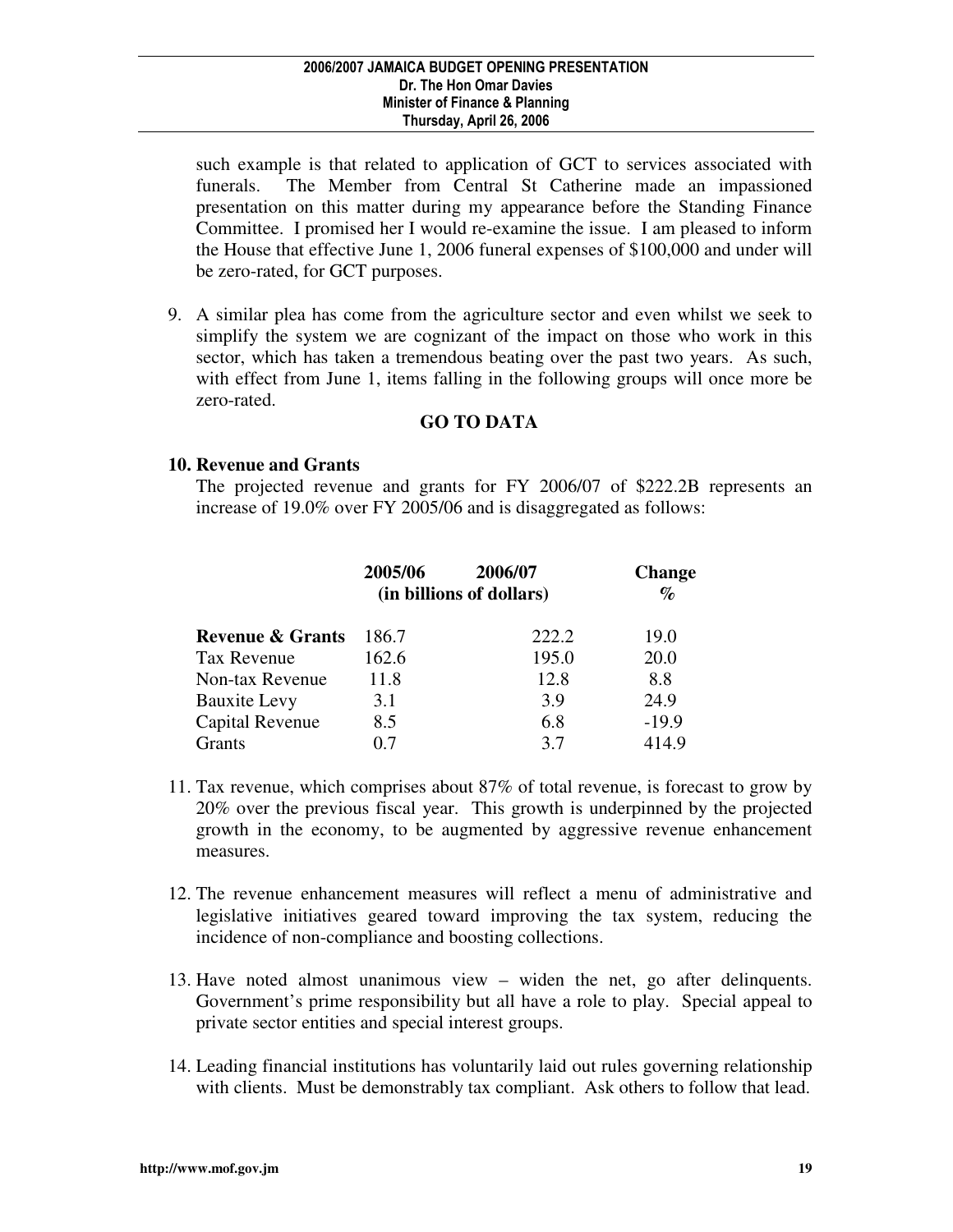such example is that related to application of GCT to services associated with funerals. The Member from Central St Catherine made an impassioned presentation on this matter during my appearance before the Standing Finance Committee. I promised her I would re-examine the issue. I am pleased to inform the House that effective June 1, 2006 funeral expenses of $100,000 and under will be zero-rated, for GCT purposes.

9. A similar plea has come from the agriculture sector and even whilst we seek to simplify the system we are cognizant of the impact on those who work in this sector, which has taken a tremendous beating over the past two years. As such, with effect from June 1, items falling in the following groups will once more be zero-rated.

**GO TO DATA**

**10. Revenue and Grants**

The projected revenue and grants for FY 2006/07 of $222.2B represents an increase of 19.0% over FY 2005/06 and is disaggregated as follows:

| | 2005/06 | 2006/07 | Change |
|---|---|---|---|
| | (in billions of dollars) | | % |
| **Revenue & Grants** | 186.7 | 222.2 | 19.0 |
| Tax Revenue | 162.6 | 195.0 | 20.0 |
| Non-tax Revenue | 11.8 | 12.8 | 8.8 |
| Bauxite Levy | 3.1 | 3.9 | 24.9 |
| Capital Revenue | 8.5 | 6.8 | -19.9 |
| Grants | 0.7 | 3.7 | 414.9 |

11. Tax revenue, which comprises about 87% of total revenue, is forecast to grow by 20% over the previous fiscal year. This growth is underpinned by the projected growth in the economy, to be augmented by aggressive revenue enhancement measures.

12. The revenue enhancement measures will reflect a menu of administrative and legislative initiatives geared toward improving the tax system, reducing the incidence of non-compliance and boosting collections.

13. Have noted almost unanimous view – widen the net, go after delinquents. Government's prime responsibility but all have a role to play. Special appeal to private sector entities and special interest groups.

14. Leading financial institutions has voluntarily laid out rules governing relationship with clients. Must be demonstrably tax compliant. Ask others to follow that lead.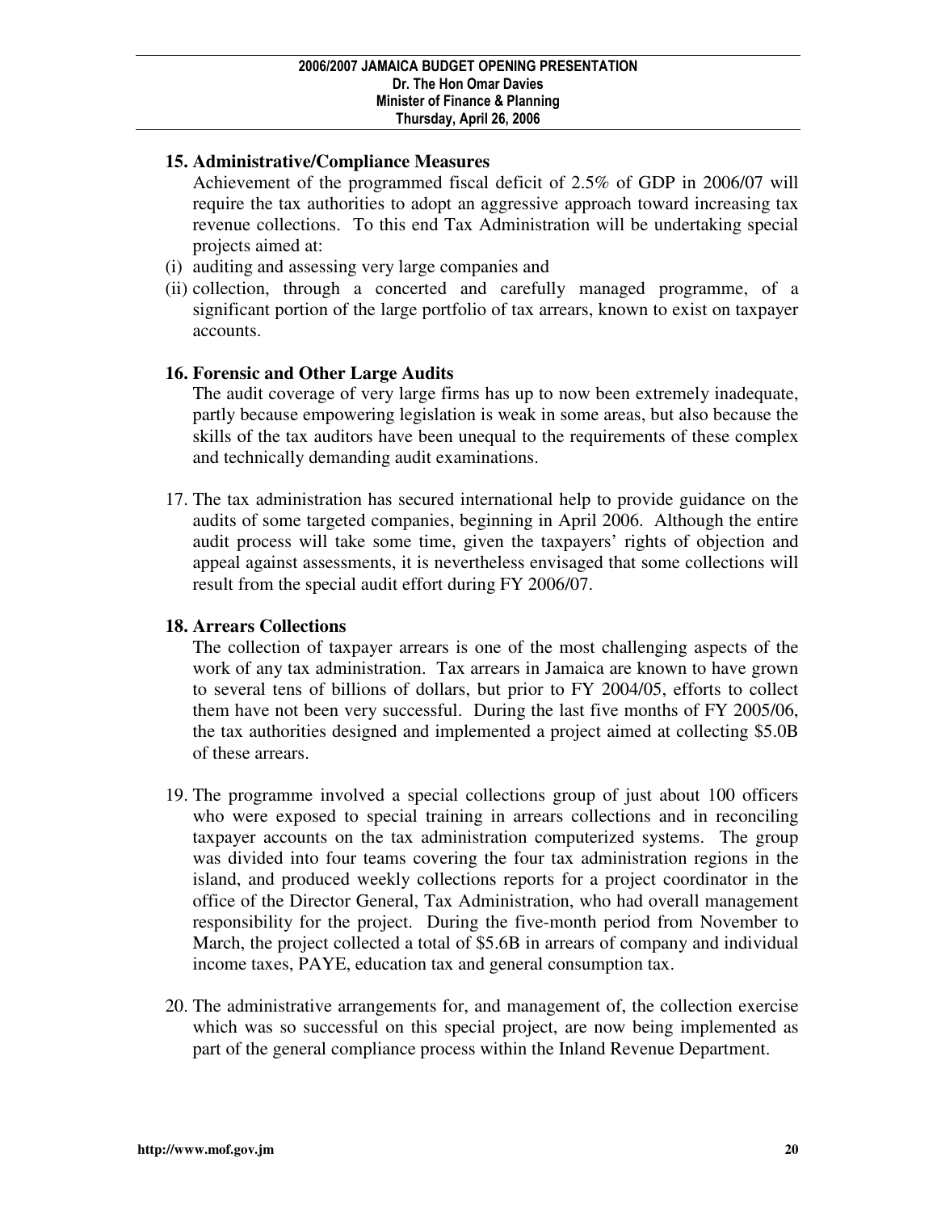**15. Administrative/Compliance Measures**

Achievement of the programmed fiscal deficit of 2.5% of GDP in 2006/07 will require the tax authorities to adopt an aggressive approach toward increasing tax revenue collections. To this end Tax Administration will be undertaking special projects aimed at:

(i) auditing and assessing very large companies and

(ii) collection, through a concerted and carefully managed programme, of a significant portion of the large portfolio of tax arrears, known to exist on taxpayer accounts.

**16. Forensic and Other Large Audits**

The audit coverage of very large firms has up to now been extremely inadequate, partly because empowering legislation is weak in some areas, but also because the skills of the tax auditors have been unequal to the requirements of these complex and technically demanding audit examinations.

17. The tax administration has secured international help to provide guidance on the audits of some targeted companies, beginning in April 2006. Although the entire audit process will take some time, given the taxpayers' rights of objection and appeal against assessments, it is nevertheless envisaged that some collections will result from the special audit effort during FY 2006/07.

**18. Arrears Collections**

The collection of taxpayer arrears is one of the most challenging aspects of the work of any tax administration. Tax arrears in Jamaica are known to have grown to several tens of billions of dollars, but prior to FY 2004/05, efforts to collect them have not been very successful. During the last five months of FY 2005/06, the tax authorities designed and implemented a project aimed at collecting $5.0B of these arrears.

19. The programme involved a special collections group of just about 100 officers who were exposed to special training in arrears collections and in reconciling taxpayer accounts on the tax administration computerized systems. The group was divided into four teams covering the four tax administration regions in the island, and produced weekly collections reports for a project coordinator in the office of the Director General, Tax Administration, who had overall management responsibility for the project. During the five-month period from November to March, the project collected a total of $5.6B in arrears of company and individual income taxes, PAYE, education tax and general consumption tax.

20. The administrative arrangements for, and management of, the collection exercise which was so successful on this special project, are now being implemented as part of the general compliance process within the Inland Revenue Department.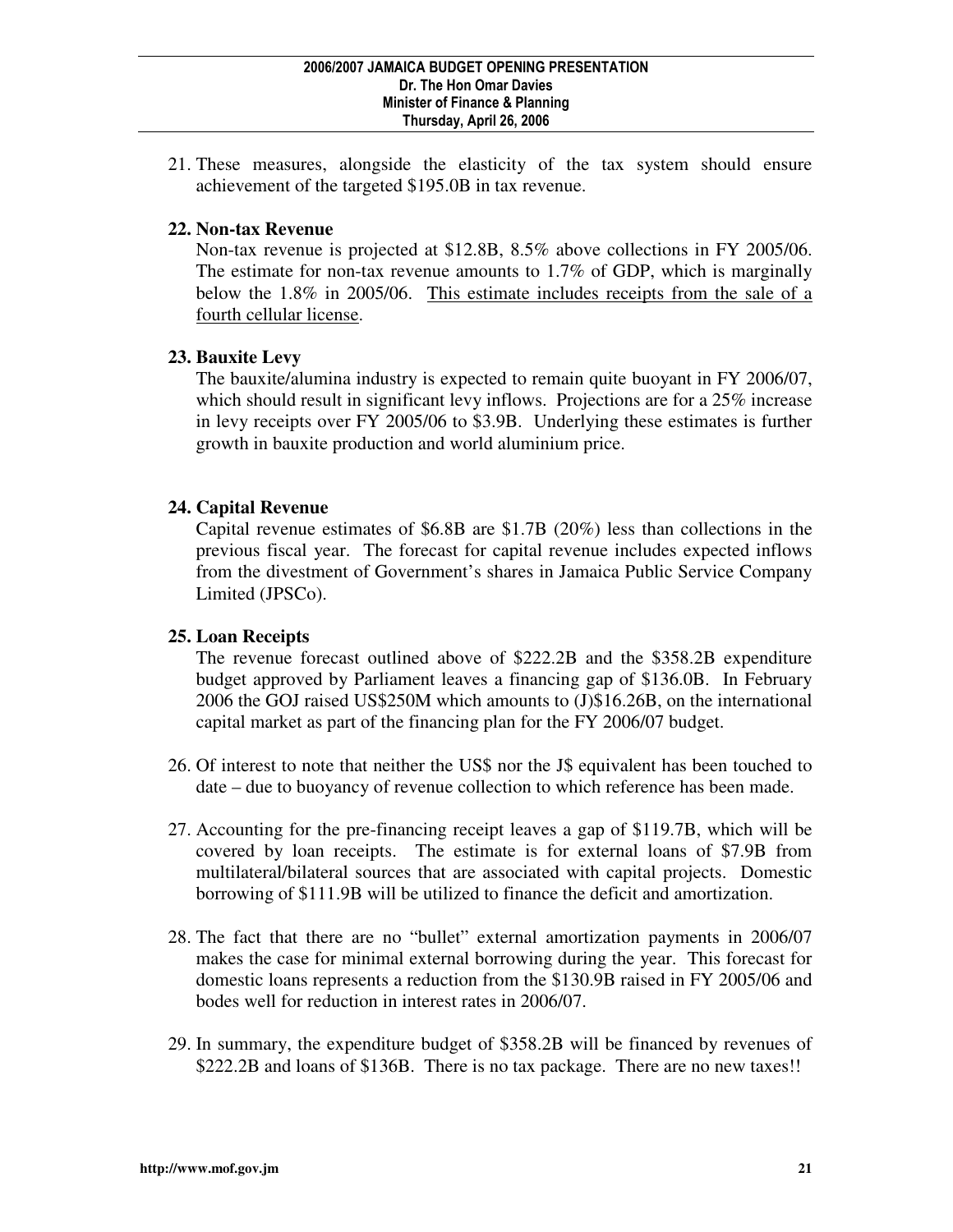21. These measures, alongside the elasticity of the tax system should ensure achievement of the targeted $195.0B in tax revenue.

22. **Non-tax Revenue**

    Non-tax revenue is projected at $12.8B, 8.5% above collections in FY 2005/06. The estimate for non-tax revenue amounts to 1.7% of GDP, which is marginally below the 1.8% in 2005/06. <u>This estimate includes receipts from the sale of a fourth cellular license</u>.

23. **Bauxite Levy**

    The bauxite/alumina industry is expected to remain quite buoyant in FY 2006/07, which should result in significant levy inflows. Projections are for a 25% increase in levy receipts over FY 2005/06 to $3.9B. Underlying these estimates is further growth in bauxite production and world aluminium price.

24. **Capital Revenue**

    Capital revenue estimates of $6.8B are $1.7B (20%) less than collections in the previous fiscal year. The forecast for capital revenue includes expected inflows from the divestment of Government's shares in Jamaica Public Service Company Limited (JPSCo).

25. **Loan Receipts**

    The revenue forecast outlined above of $222.2B and the $358.2B expenditure budget approved by Parliament leaves a financing gap of $136.0B. In February 2006 the GOJ raised US$250M which amounts to (J)$16.26B, on the international capital market as part of the financing plan for the FY 2006/07 budget.

26. Of interest to note that neither the US$ nor the J$ equivalent has been touched to date – due to buoyancy of revenue collection to which reference has been made.

27. Accounting for the pre-financing receipt leaves a gap of $119.7B, which will be covered by loan receipts. The estimate is for external loans of $7.9B from multilateral/bilateral sources that are associated with capital projects. Domestic borrowing of $111.9B will be utilized to finance the deficit and amortization.

28. The fact that there are no "bullet" external amortization payments in 2006/07 makes the case for minimal external borrowing during the year. This forecast for domestic loans represents a reduction from the $130.9B raised in FY 2005/06 and bodes well for reduction in interest rates in 2006/07.

29. In summary, the expenditure budget of $358.2B will be financed by revenues of $222.2B and loans of $136B. There is no tax package. There are no new taxes!!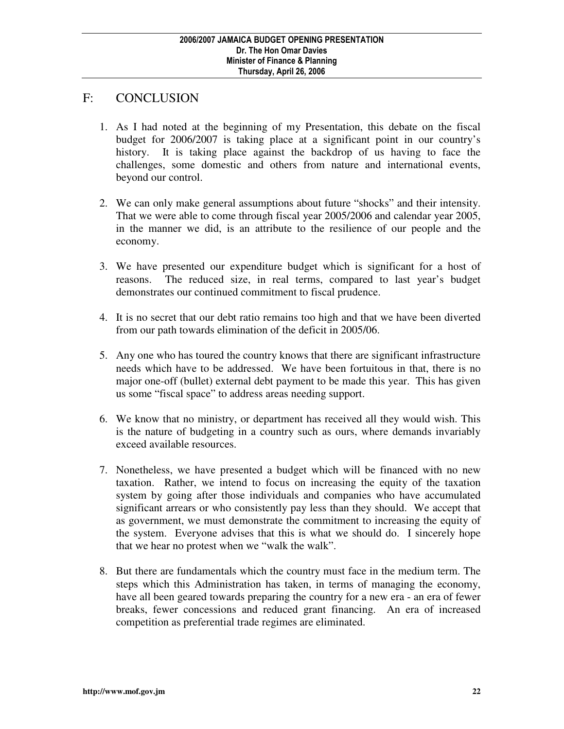## F: CONCLUSION

1. As I had noted at the beginning of my Presentation, this debate on the fiscal budget for 2006/2007 is taking place at a significant point in our country's history. It is taking place against the backdrop of us having to face the challenges, some domestic and others from nature and international events, beyond our control.

2. We can only make general assumptions about future "shocks" and their intensity. That we were able to come through fiscal year 2005/2006 and calendar year 2005, in the manner we did, is an attribute to the resilience of our people and the economy.

3. We have presented our expenditure budget which is significant for a host of reasons. The reduced size, in real terms, compared to last year's budget demonstrates our continued commitment to fiscal prudence.

4. It is no secret that our debt ratio remains too high and that we have been diverted from our path towards elimination of the deficit in 2005/06.

5. Any one who has toured the country knows that there are significant infrastructure needs which have to be addressed. We have been fortuitous in that, there is no major one-off (bullet) external debt payment to be made this year. This has given us some "fiscal space" to address areas needing support.

6. We know that no ministry, or department has received all they would wish. This is the nature of budgeting in a country such as ours, where demands invariably exceed available resources.

7. Nonetheless, we have presented a budget which will be financed with no new taxation. Rather, we intend to focus on increasing the equity of the taxation system by going after those individuals and companies who have accumulated significant arrears or who consistently pay less than they should. We accept that as government, we must demonstrate the commitment to increasing the equity of the system. Everyone advises that this is what we should do. I sincerely hope that we hear no protest when we "walk the walk".

8. But there are fundamentals which the country must face in the medium term. The steps which this Administration has taken, in terms of managing the economy, have all been geared towards preparing the country for a new era - an era of fewer breaks, fewer concessions and reduced grant financing. An era of increased competition as preferential trade regimes are eliminated.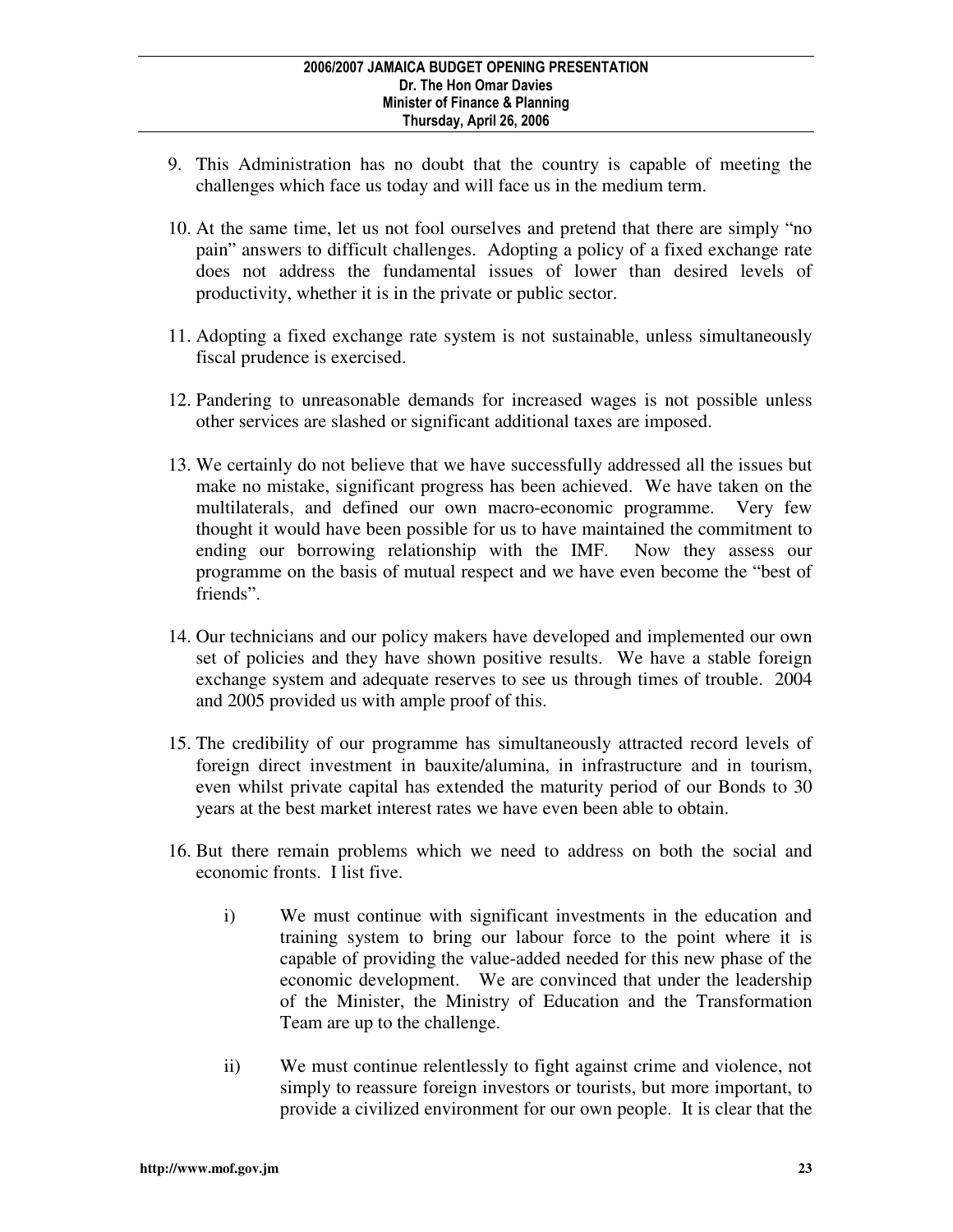9. This Administration has no doubt that the country is capable of meeting the challenges which face us today and will face us in the medium term.

10. At the same time, let us not fool ourselves and pretend that there are simply "no pain" answers to difficult challenges. Adopting a policy of a fixed exchange rate does not address the fundamental issues of lower than desired levels of productivity, whether it is in the private or public sector.

11. Adopting a fixed exchange rate system is not sustainable, unless simultaneously fiscal prudence is exercised.

12. Pandering to unreasonable demands for increased wages is not possible unless other services are slashed or significant additional taxes are imposed.

13. We certainly do not believe that we have successfully addressed all the issues but make no mistake, significant progress has been achieved. We have taken on the multilaterals, and defined our own macro-economic programme. Very few thought it would have been possible for us to have maintained the commitment to ending our borrowing relationship with the IMF. Now they assess our programme on the basis of mutual respect and we have even become the "best of friends".

14. Our technicians and our policy makers have developed and implemented our own set of policies and they have shown positive results. We have a stable foreign exchange system and adequate reserves to see us through times of trouble. 2004 and 2005 provided us with ample proof of this.

15. The credibility of our programme has simultaneously attracted record levels of foreign direct investment in bauxite/alumina, in infrastructure and in tourism, even whilst private capital has extended the maturity period of our Bonds to 30 years at the best market interest rates we have even been able to obtain.

16. But there remain problems which we need to address on both the social and economic fronts. I list five.

    i) We must continue with significant investments in the education and training system to bring our labour force to the point where it is capable of providing the value-added needed for this new phase of the economic development. We are convinced that under the leadership of the Minister, the Ministry of Education and the Transformation Team are up to the challenge.

    ii) We must continue relentlessly to fight against crime and violence, not simply to reassure foreign investors or tourists, but more important, to provide a civilized environment for our own people. It is clear that the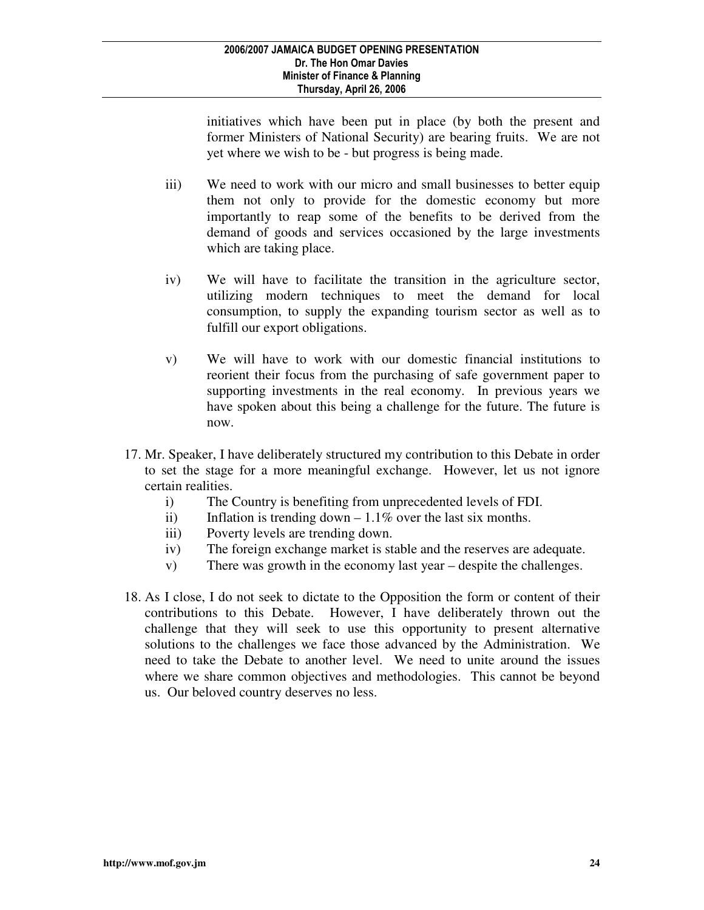initiatives which have been put in place (by both the present and former Ministers of National Security) are bearing fruits. We are not yet where we wish to be - but progress is being made.

iii) We need to work with our micro and small businesses to better equip them not only to provide for the domestic economy but more importantly to reap some of the benefits to be derived from the demand of goods and services occasioned by the large investments which are taking place.

iv) We will have to facilitate the transition in the agriculture sector, utilizing modern techniques to meet the demand for local consumption, to supply the expanding tourism sector as well as to fulfill our export obligations.

v) We will have to work with our domestic financial institutions to reorient their focus from the purchasing of safe government paper to supporting investments in the real economy. In previous years we have spoken about this being a challenge for the future. The future is now.

17. Mr. Speaker, I have deliberately structured my contribution to this Debate in order to set the stage for a more meaningful exchange. However, let us not ignore certain realities.
    - i) The Country is benefiting from unprecedented levels of FDI.
    - ii) Inflation is trending down – 1.1% over the last six months.
    - iii) Poverty levels are trending down.
    - iv) The foreign exchange market is stable and the reserves are adequate.
    - v) There was growth in the economy last year – despite the challenges.

18. As I close, I do not seek to dictate to the Opposition the form or content of their contributions to this Debate. However, I have deliberately thrown out the challenge that they will seek to use this opportunity to present alternative solutions to the challenges we face those advanced by the Administration. We need to take the Debate to another level. We need to unite around the issues where we share common objectives and methodologies. This cannot be beyond us. Our beloved country deserves no less.